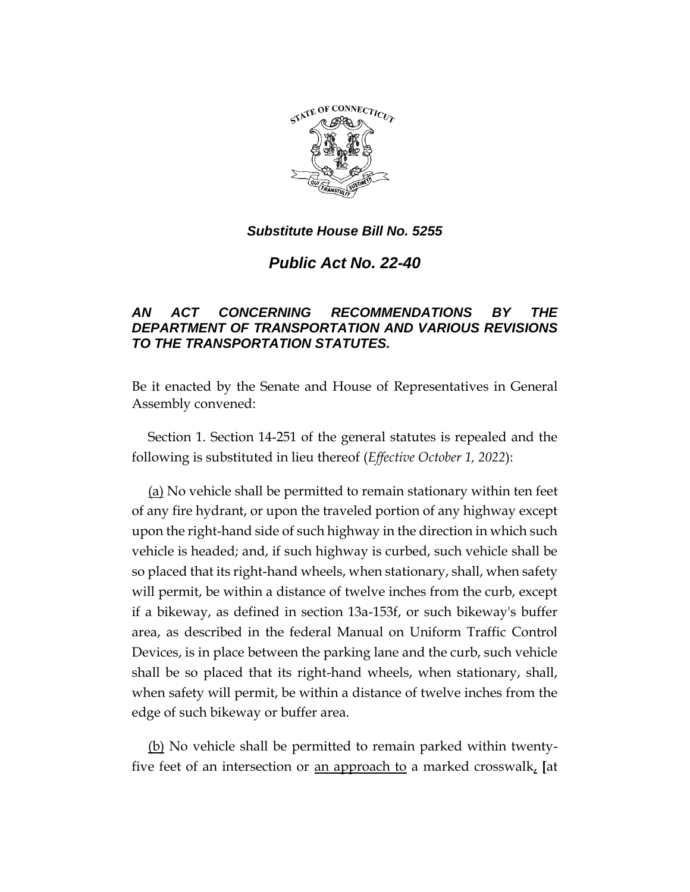*Substitute House Bill No. 5255*

# *Public Act No. 22-40*

## *AN ACT CONCERNING RECOMMENDATIONS BY THE DEPARTMENT OF TRANSPORTATION AND VARIOUS REVISIONS TO THE TRANSPORTATION STATUTES.*

Be it enacted by the Senate and House of Representatives in General Assembly convened:

Section 1. Section 14-251 of the general statutes is repealed and the following is substituted in lieu thereof (*Effective October 1, 2022*):

<u>(a)</u> No vehicle shall be permitted to remain stationary within ten feet of any fire hydrant, or upon the traveled portion of any highway except upon the right-hand side of such highway in the direction in which such vehicle is headed; and, if such highway is curbed, such vehicle shall be so placed that its right-hand wheels, when stationary, shall, when safety will permit, be within a distance of twelve inches from the curb, except if a bikeway, as defined in section 13a-153f, or such bikeway's buffer area, as described in the federal Manual on Uniform Traffic Control Devices, is in place between the parking lane and the curb, such vehicle shall be so placed that its right-hand wheels, when stationary, shall, when safety will permit, be within a distance of twelve inches from the edge of such bikeway or buffer area.

<u>(b)</u> No vehicle shall be permitted to remain parked within twenty-five feet of an intersection or <u>an approach to</u> a marked crosswalk<u>,</u> **[**at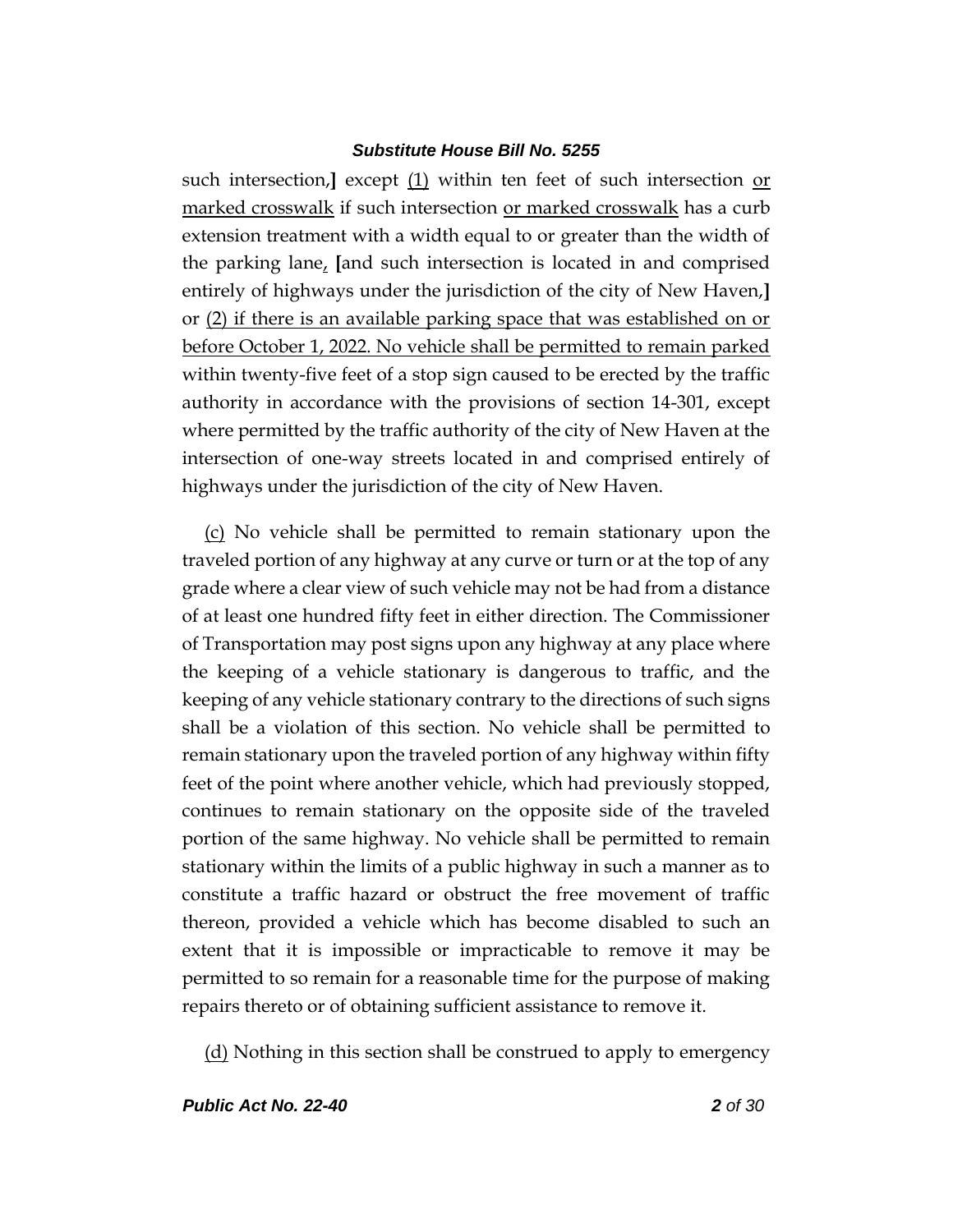such intersection,] except (1) within ten feet of such intersection or marked crosswalk if such intersection or marked crosswalk has a curb extension treatment with a width equal to or greater than the width of the parking lane, [and such intersection is located in and comprised entirely of highways under the jurisdiction of the city of New Haven,] or (2) if there is an available parking space that was established on or before October 1, 2022. No vehicle shall be permitted to remain parked within twenty-five feet of a stop sign caused to be erected by the traffic authority in accordance with the provisions of section 14-301, except where permitted by the traffic authority of the city of New Haven at the intersection of one-way streets located in and comprised entirely of highways under the jurisdiction of the city of New Haven.

(c) No vehicle shall be permitted to remain stationary upon the traveled portion of any highway at any curve or turn or at the top of any grade where a clear view of such vehicle may not be had from a distance of at least one hundred fifty feet in either direction. The Commissioner of Transportation may post signs upon any highway at any place where the keeping of a vehicle stationary is dangerous to traffic, and the keeping of any vehicle stationary contrary to the directions of such signs shall be a violation of this section. No vehicle shall be permitted to remain stationary upon the traveled portion of any highway within fifty feet of the point where another vehicle, which had previously stopped, continues to remain stationary on the opposite side of the traveled portion of the same highway. No vehicle shall be permitted to remain stationary within the limits of a public highway in such a manner as to constitute a traffic hazard or obstruct the free movement of traffic thereon, provided a vehicle which has become disabled to such an extent that it is impossible or impracticable to remove it may be permitted to so remain for a reasonable time for the purpose of making repairs thereto or of obtaining sufficient assistance to remove it.

(d) Nothing in this section shall be construed to apply to emergency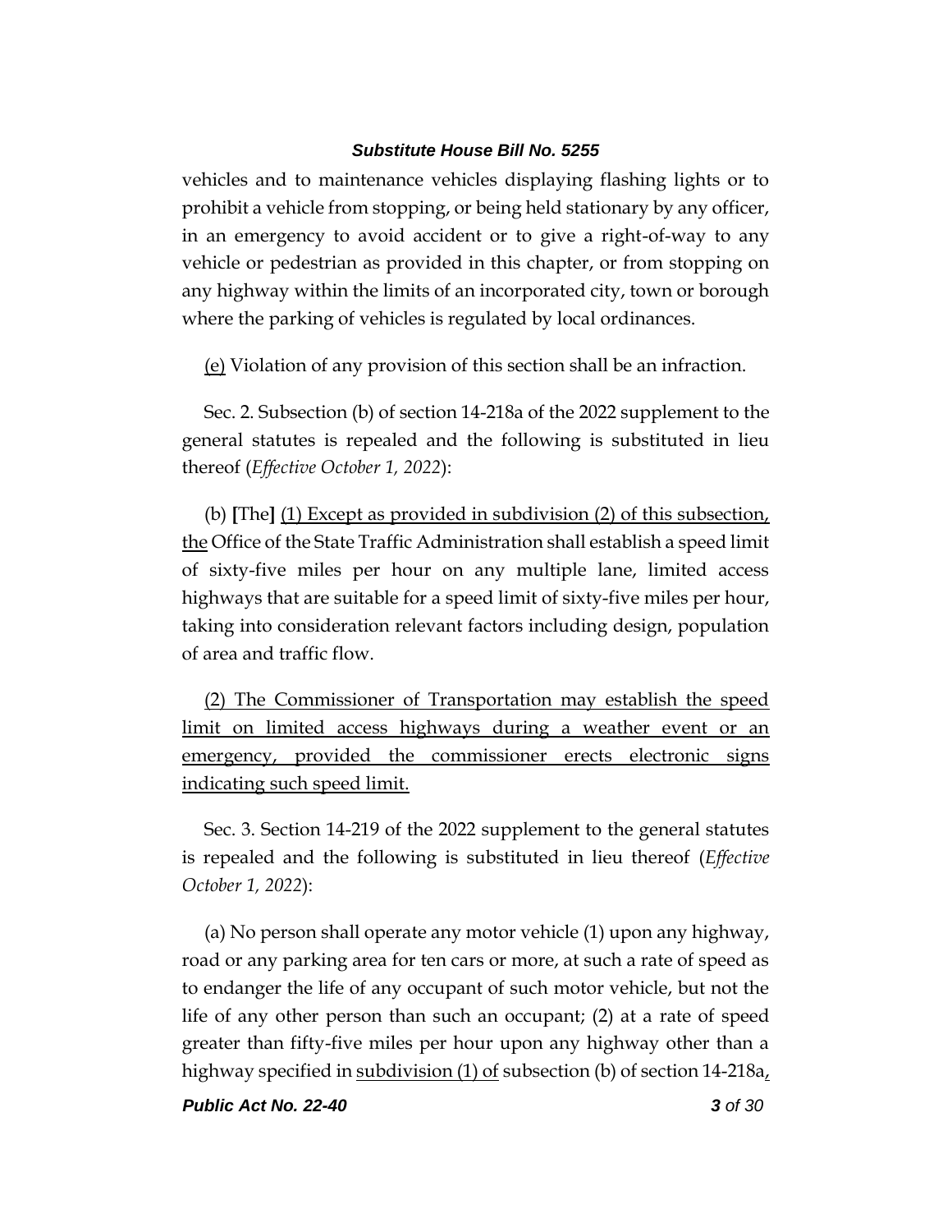vehicles and to maintenance vehicles displaying flashing lights or to prohibit a vehicle from stopping, or being held stationary by any officer, in an emergency to avoid accident or to give a right-of-way to any vehicle or pedestrian as provided in this chapter, or from stopping on any highway within the limits of an incorporated city, town or borough where the parking of vehicles is regulated by local ordinances.

(e) Violation of any provision of this section shall be an infraction.

Sec. 2. Subsection (b) of section 14-218a of the 2022 supplement to the general statutes is repealed and the following is substituted in lieu thereof (*Effective October 1, 2022*):

(b) **[**The**]** (1) Except as provided in subdivision (2) of this subsection, the Office of the State Traffic Administration shall establish a speed limit of sixty-five miles per hour on any multiple lane, limited access highways that are suitable for a speed limit of sixty-five miles per hour, taking into consideration relevant factors including design, population of area and traffic flow.

(2) The Commissioner of Transportation may establish the speed limit on limited access highways during a weather event or an emergency, provided the commissioner erects electronic signs indicating such speed limit.

Sec. 3. Section 14-219 of the 2022 supplement to the general statutes is repealed and the following is substituted in lieu thereof (*Effective October 1, 2022*):

(a) No person shall operate any motor vehicle (1) upon any highway, road or any parking area for ten cars or more, at such a rate of speed as to endanger the life of any occupant of such motor vehicle, but not the life of any other person than such an occupant; (2) at a rate of speed greater than fifty-five miles per hour upon any highway other than a highway specified in subdivision (1) of subsection (b) of section 14-218a,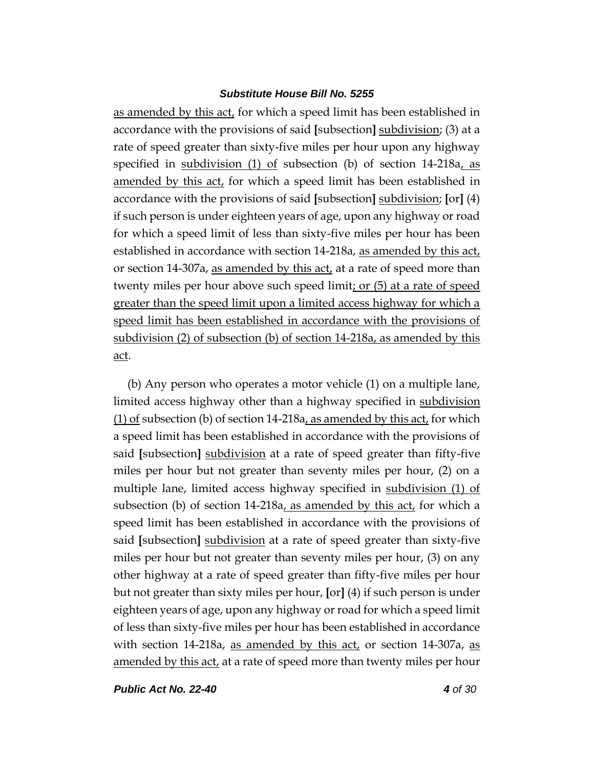as amended by this act, for which a speed limit has been established in accordance with the provisions of said [subsection] subdivision; (3) at a rate of speed greater than sixty-five miles per hour upon any highway specified in subdivision (1) of subsection (b) of section 14-218a, as amended by this act, for which a speed limit has been established in accordance with the provisions of said [subsection] subdivision; [or] (4) if such person is under eighteen years of age, upon any highway or road for which a speed limit of less than sixty-five miles per hour has been established in accordance with section 14-218a, as amended by this act, or section 14-307a, as amended by this act, at a rate of speed more than twenty miles per hour above such speed limit; or (5) at a rate of speed greater than the speed limit upon a limited access highway for which a speed limit has been established in accordance with the provisions of subdivision (2) of subsection (b) of section 14-218a, as amended by this act.

(b) Any person who operates a motor vehicle (1) on a multiple lane, limited access highway other than a highway specified in subdivision (1) of subsection (b) of section 14-218a, as amended by this act, for which a speed limit has been established in accordance with the provisions of said [subsection] subdivision at a rate of speed greater than fifty-five miles per hour but not greater than seventy miles per hour, (2) on a multiple lane, limited access highway specified in subdivision (1) of subsection (b) of section 14-218a, as amended by this act, for which a speed limit has been established in accordance with the provisions of said [subsection] subdivision at a rate of speed greater than sixty-five miles per hour but not greater than seventy miles per hour, (3) on any other highway at a rate of speed greater than fifty-five miles per hour but not greater than sixty miles per hour, [or] (4) if such person is under eighteen years of age, upon any highway or road for which a speed limit of less than sixty-five miles per hour has been established in accordance with section 14-218a, as amended by this act, or section 14-307a, as amended by this act, at a rate of speed more than twenty miles per hour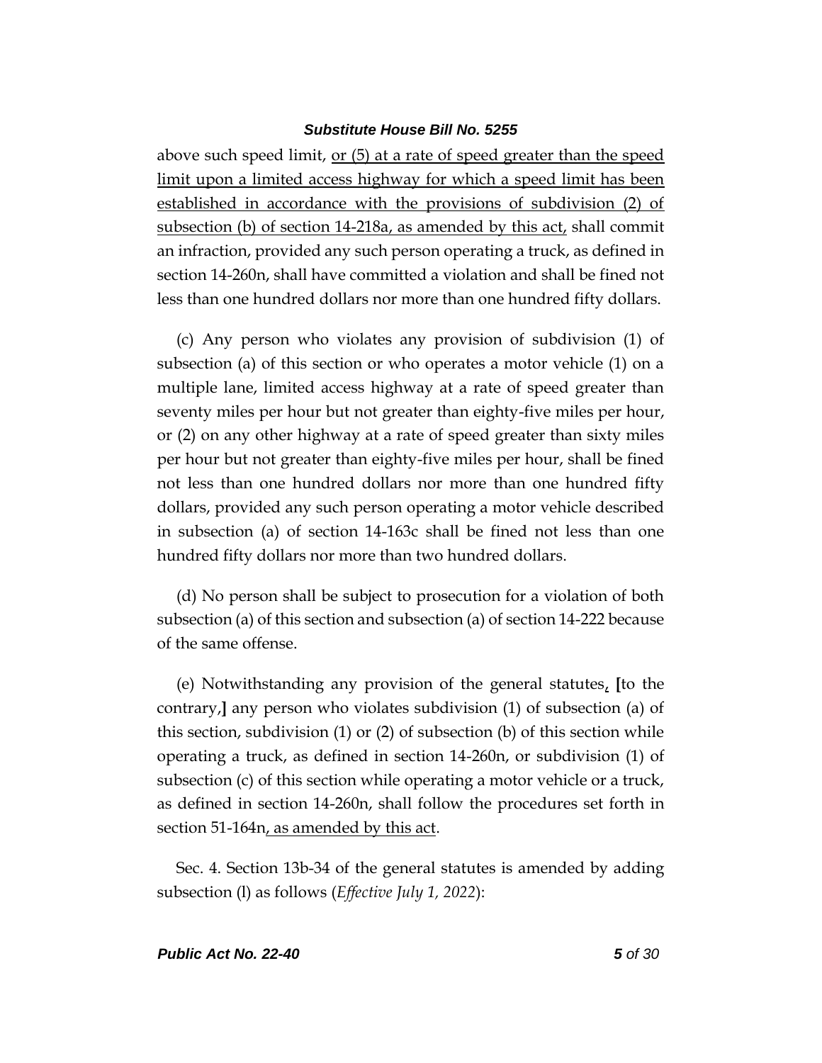above such speed limit, <u>or (5) at a rate of speed greater than the speed limit upon a limited access highway for which a speed limit has been established in accordance with the provisions of subdivision (2) of subsection (b) of section 14-218a, as amended by this act,</u> shall commit an infraction, provided any such person operating a truck, as defined in section 14-260n, shall have committed a violation and shall be fined not less than one hundred dollars nor more than one hundred fifty dollars.

(c) Any person who violates any provision of subdivision (1) of subsection (a) of this section or who operates a motor vehicle (1) on a multiple lane, limited access highway at a rate of speed greater than seventy miles per hour but not greater than eighty-five miles per hour, or (2) on any other highway at a rate of speed greater than sixty miles per hour but not greater than eighty-five miles per hour, shall be fined not less than one hundred dollars nor more than one hundred fifty dollars, provided any such person operating a motor vehicle described in subsection (a) of section 14-163c shall be fined not less than one hundred fifty dollars nor more than two hundred dollars.

(d) No person shall be subject to prosecution for a violation of both subsection (a) of this section and subsection (a) of section 14-222 because of the same offense.

(e) Notwithstanding any provision of the general statutes<u>,</u> **[**to the contrary,**]** any person who violates subdivision (1) of subsection (a) of this section, subdivision (1) or (2) of subsection (b) of this section while operating a truck, as defined in section 14-260n, or subdivision (1) of subsection (c) of this section while operating a motor vehicle or a truck, as defined in section 14-260n, shall follow the procedures set forth in section 51-164n<u>, as amended by this act</u>.

Sec. 4. Section 13b-34 of the general statutes is amended by adding subsection (l) as follows (*Effective July 1, 2022*):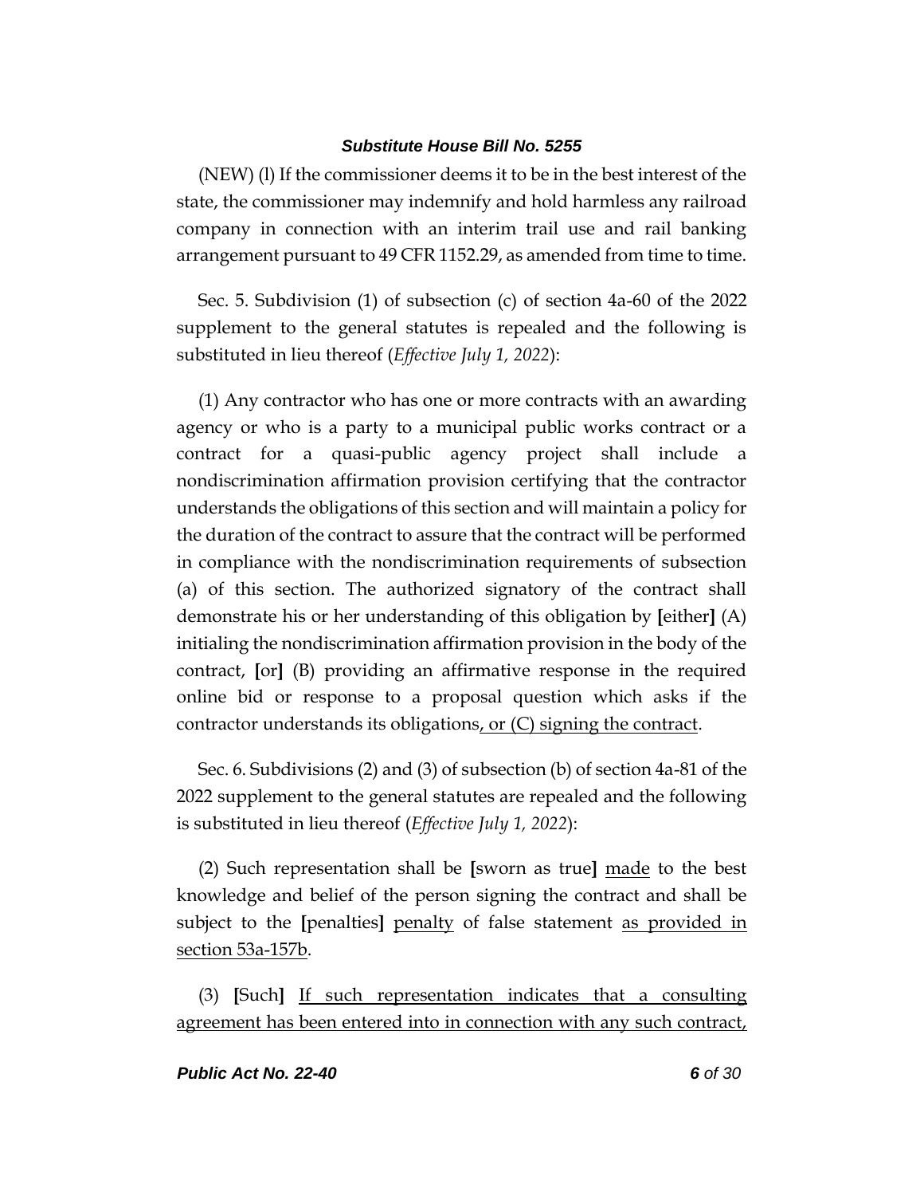(NEW) (l) If the commissioner deems it to be in the best interest of the state, the commissioner may indemnify and hold harmless any railroad company in connection with an interim trail use and rail banking arrangement pursuant to 49 CFR 1152.29, as amended from time to time.

Sec. 5. Subdivision (1) of subsection (c) of section 4a-60 of the 2022 supplement to the general statutes is repealed and the following is substituted in lieu thereof (*Effective July 1, 2022*):

(1) Any contractor who has one or more contracts with an awarding agency or who is a party to a municipal public works contract or a contract for a quasi-public agency project shall include a nondiscrimination affirmation provision certifying that the contractor understands the obligations of this section and will maintain a policy for the duration of the contract to assure that the contract will be performed in compliance with the nondiscrimination requirements of subsection (a) of this section. The authorized signatory of the contract shall demonstrate his or her understanding of this obligation by **[**either**]** (A) initialing the nondiscrimination affirmation provision in the body of the contract, **[**or**]** (B) providing an affirmative response in the required online bid or response to a proposal question which asks if the contractor understands its obligations<u>, or (C) signing the contract</u>.

Sec. 6. Subdivisions (2) and (3) of subsection (b) of section 4a-81 of the 2022 supplement to the general statutes are repealed and the following is substituted in lieu thereof (*Effective July 1, 2022*):

(2) Such representation shall be **[**sworn as true**]** <u>made</u> to the best knowledge and belief of the person signing the contract and shall be subject to the **[**penalties**]** <u>penalty</u> of false statement <u>as provided in section 53a-157b</u>.

(3) **[**Such**]** <u>If such representation indicates that a consulting agreement has been entered into in connection with any such contract,</u>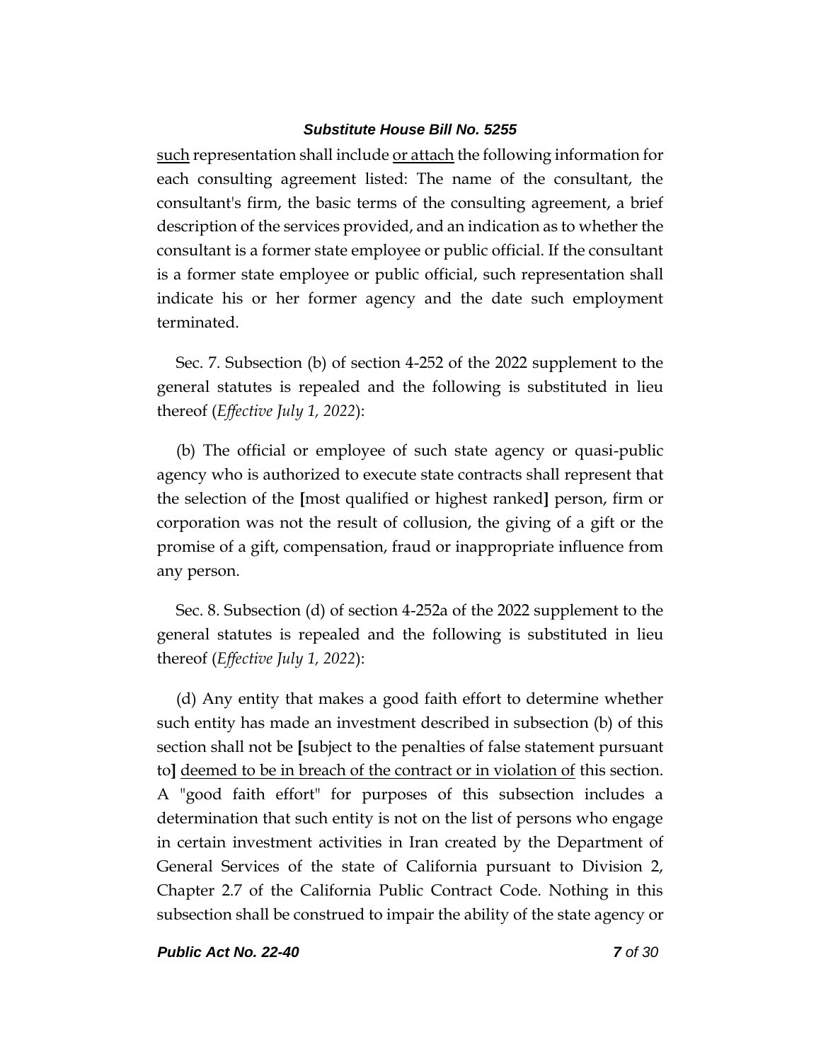<u>such</u> representation shall include <u>or attach</u> the following information for each consulting agreement listed: The name of the consultant, the consultant's firm, the basic terms of the consulting agreement, a brief description of the services provided, and an indication as to whether the consultant is a former state employee or public official. If the consultant is a former state employee or public official, such representation shall indicate his or her former agency and the date such employment terminated.

Sec. 7. Subsection (b) of section 4-252 of the 2022 supplement to the general statutes is repealed and the following is substituted in lieu thereof (*Effective July 1, 2022*):

(b) The official or employee of such state agency or quasi-public agency who is authorized to execute state contracts shall represent that the selection of the **[**most qualified or highest ranked**]** person, firm or corporation was not the result of collusion, the giving of a gift or the promise of a gift, compensation, fraud or inappropriate influence from any person.

Sec. 8. Subsection (d) of section 4-252a of the 2022 supplement to the general statutes is repealed and the following is substituted in lieu thereof (*Effective July 1, 2022*):

(d) Any entity that makes a good faith effort to determine whether such entity has made an investment described in subsection (b) of this section shall not be **[**subject to the penalties of false statement pursuant to**]** <u>deemed to be in breach of the contract or in violation of</u> this section. A "good faith effort" for purposes of this subsection includes a determination that such entity is not on the list of persons who engage in certain investment activities in Iran created by the Department of General Services of the state of California pursuant to Division 2, Chapter 2.7 of the California Public Contract Code. Nothing in this subsection shall be construed to impair the ability of the state agency or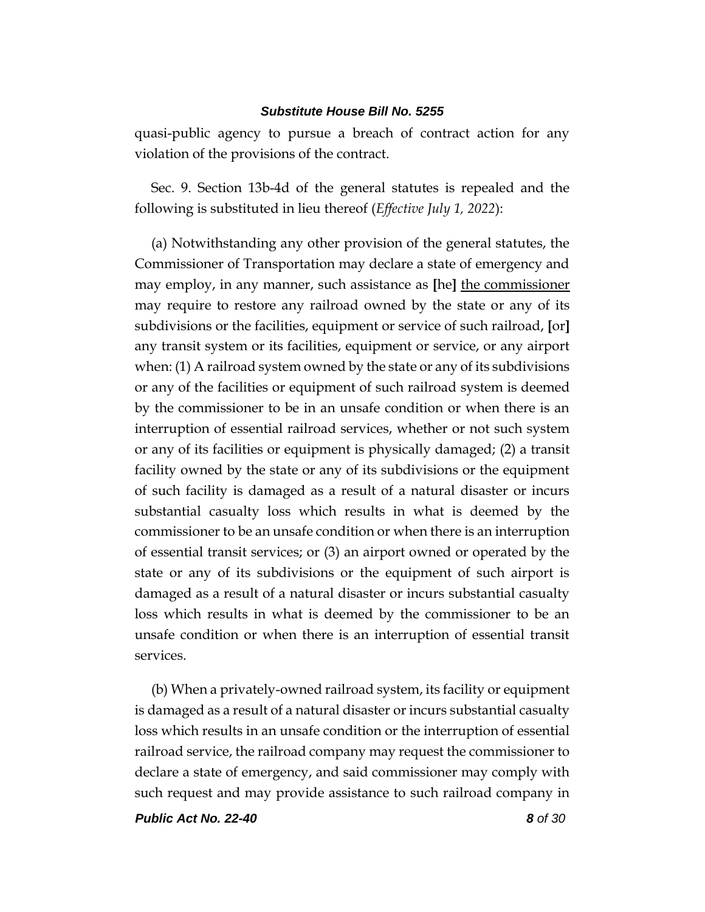quasi-public agency to pursue a breach of contract action for any violation of the provisions of the contract.

Sec. 9. Section 13b-4d of the general statutes is repealed and the following is substituted in lieu thereof (*Effective July 1, 2022*):

(a) Notwithstanding any other provision of the general statutes, the Commissioner of Transportation may declare a state of emergency and may employ, in any manner, such assistance as **[**he**]** <u>the commissioner</u> may require to restore any railroad owned by the state or any of its subdivisions or the facilities, equipment or service of such railroad, **[**or**]** any transit system or its facilities, equipment or service, or any airport when: (1) A railroad system owned by the state or any of its subdivisions or any of the facilities or equipment of such railroad system is deemed by the commissioner to be in an unsafe condition or when there is an interruption of essential railroad services, whether or not such system or any of its facilities or equipment is physically damaged; (2) a transit facility owned by the state or any of its subdivisions or the equipment of such facility is damaged as a result of a natural disaster or incurs substantial casualty loss which results in what is deemed by the commissioner to be an unsafe condition or when there is an interruption of essential transit services; or (3) an airport owned or operated by the state or any of its subdivisions or the equipment of such airport is damaged as a result of a natural disaster or incurs substantial casualty loss which results in what is deemed by the commissioner to be an unsafe condition or when there is an interruption of essential transit services.

(b) When a privately-owned railroad system, its facility or equipment is damaged as a result of a natural disaster or incurs substantial casualty loss which results in an unsafe condition or the interruption of essential railroad service, the railroad company may request the commissioner to declare a state of emergency, and said commissioner may comply with such request and may provide assistance to such railroad company in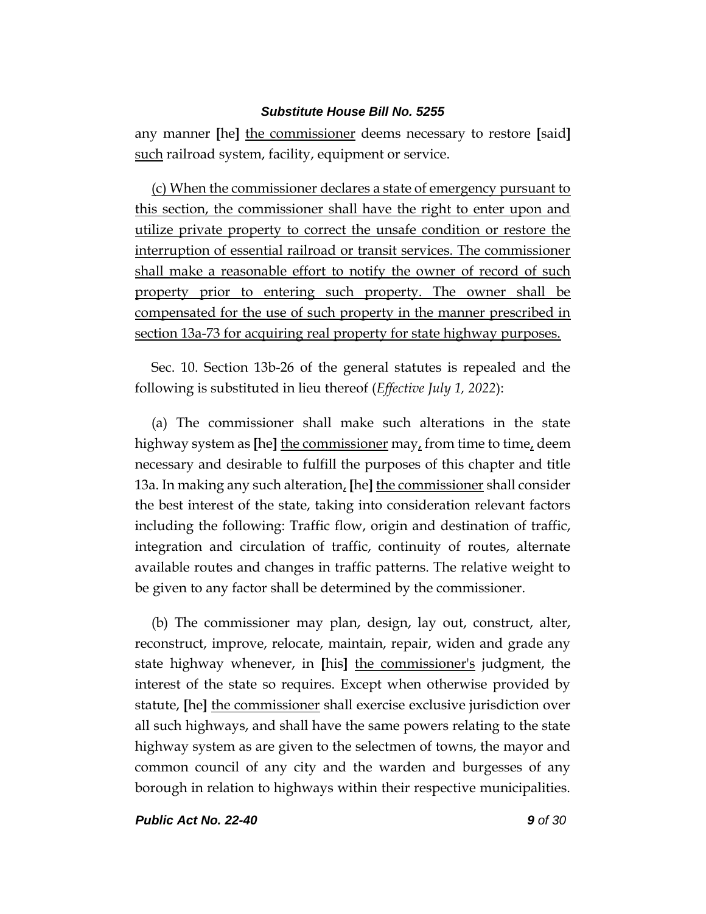any manner [he] <u>the commissioner</u> deems necessary to restore [said] <u>such</u> railroad system, facility, equipment or service.

<u>(c) When the commissioner declares a state of emergency pursuant to this section, the commissioner shall have the right to enter upon and utilize private property to correct the unsafe condition or restore the interruption of essential railroad or transit services. The commissioner shall make a reasonable effort to notify the owner of record of such property prior to entering such property. The owner shall be compensated for the use of such property in the manner prescribed in section 13a-73 for acquiring real property for state highway purposes.</u>

Sec. 10. Section 13b-26 of the general statutes is repealed and the following is substituted in lieu thereof (*Effective July 1, 2022*):

(a) The commissioner shall make such alterations in the state highway system as [he] <u>the commissioner</u> may<u>,</u> from time to time<u>,</u> deem necessary and desirable to fulfill the purposes of this chapter and title 13a. In making any such alteration<u>,</u> [he] <u>the commissioner</u> shall consider the best interest of the state, taking into consideration relevant factors including the following: Traffic flow, origin and destination of traffic, integration and circulation of traffic, continuity of routes, alternate available routes and changes in traffic patterns. The relative weight to be given to any factor shall be determined by the commissioner.

(b) The commissioner may plan, design, lay out, construct, alter, reconstruct, improve, relocate, maintain, repair, widen and grade any state highway whenever, in [his] <u>the commissioner's</u> judgment, the interest of the state so requires. Except when otherwise provided by statute, [he] <u>the commissioner</u> shall exercise exclusive jurisdiction over all such highways, and shall have the same powers relating to the state highway system as are given to the selectmen of towns, the mayor and common council of any city and the warden and burgesses of any borough in relation to highways within their respective municipalities.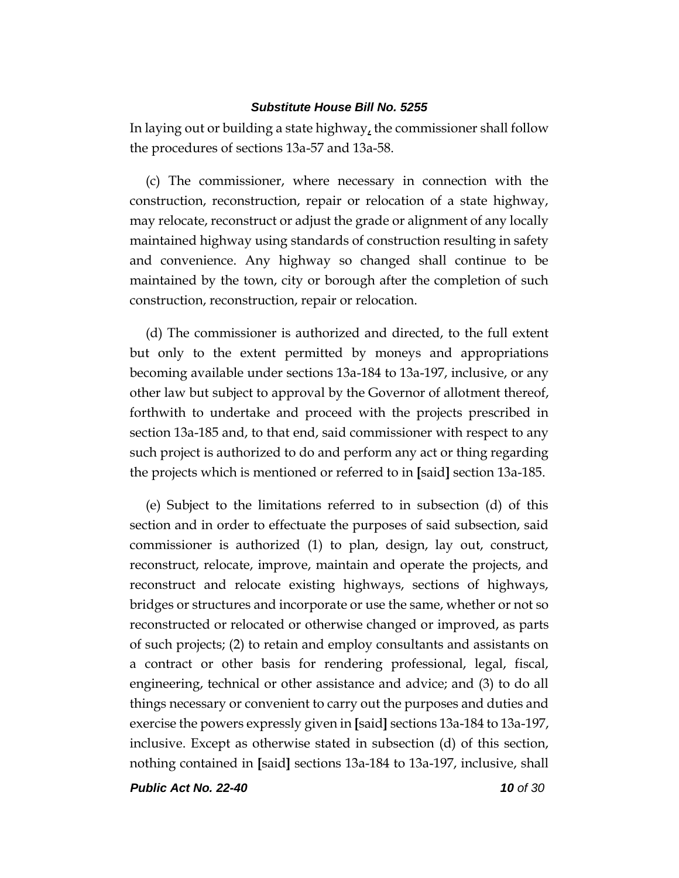In laying out or building a state highway, the commissioner shall follow the procedures of sections 13a-57 and 13a-58.

(c) The commissioner, where necessary in connection with the construction, reconstruction, repair or relocation of a state highway, may relocate, reconstruct or adjust the grade or alignment of any locally maintained highway using standards of construction resulting in safety and convenience. Any highway so changed shall continue to be maintained by the town, city or borough after the completion of such construction, reconstruction, repair or relocation.

(d) The commissioner is authorized and directed, to the full extent but only to the extent permitted by moneys and appropriations becoming available under sections 13a-184 to 13a-197, inclusive, or any other law but subject to approval by the Governor of allotment thereof, forthwith to undertake and proceed with the projects prescribed in section 13a-185 and, to that end, said commissioner with respect to any such project is authorized to do and perform any act or thing regarding the projects which is mentioned or referred to in **[**said**]** section 13a-185.

(e) Subject to the limitations referred to in subsection (d) of this section and in order to effectuate the purposes of said subsection, said commissioner is authorized (1) to plan, design, lay out, construct, reconstruct, relocate, improve, maintain and operate the projects, and reconstruct and relocate existing highways, sections of highways, bridges or structures and incorporate or use the same, whether or not so reconstructed or relocated or otherwise changed or improved, as parts of such projects; (2) to retain and employ consultants and assistants on a contract or other basis for rendering professional, legal, fiscal, engineering, technical or other assistance and advice; and (3) to do all things necessary or convenient to carry out the purposes and duties and exercise the powers expressly given in **[**said**]** sections 13a-184 to 13a-197, inclusive. Except as otherwise stated in subsection (d) of this section, nothing contained in **[**said**]** sections 13a-184 to 13a-197, inclusive, shall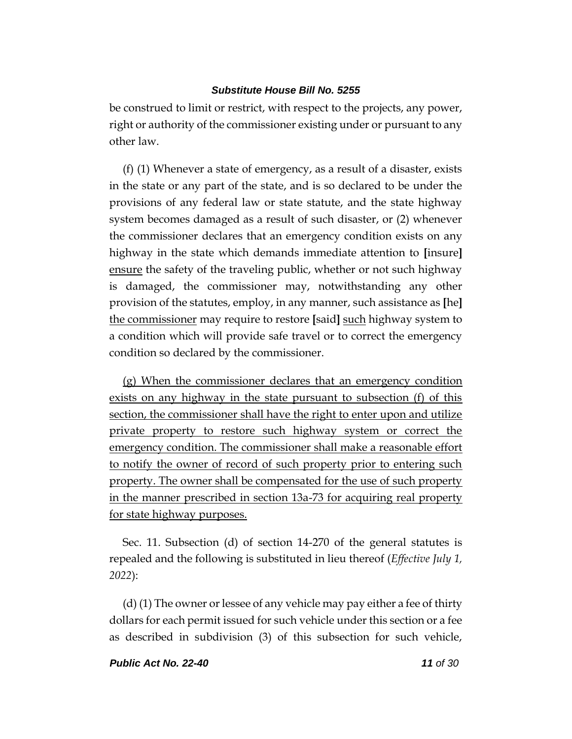be construed to limit or restrict, with respect to the projects, any power, right or authority of the commissioner existing under or pursuant to any other law.

(f) (1) Whenever a state of emergency, as a result of a disaster, exists in the state or any part of the state, and is so declared to be under the provisions of any federal law or state statute, and the state highway system becomes damaged as a result of such disaster, or (2) whenever the commissioner declares that an emergency condition exists on any highway in the state which demands immediate attention to **[**insure**]** <u>ensure</u> the safety of the traveling public, whether or not such highway is damaged, the commissioner may, notwithstanding any other provision of the statutes, employ, in any manner, such assistance as **[**he**]** <u>the commissioner</u> may require to restore **[**said**]** <u>such</u> highway system to a condition which will provide safe travel or to correct the emergency condition so declared by the commissioner.

<u>(g) When the commissioner declares that an emergency condition exists on any highway in the state pursuant to subsection (f) of this section, the commissioner shall have the right to enter upon and utilize private property to restore such highway system or correct the emergency condition. The commissioner shall make a reasonable effort to notify the owner of record of such property prior to entering such property. The owner shall be compensated for the use of such property in the manner prescribed in section 13a-73 for acquiring real property for state highway purposes.</u>

Sec. 11. Subsection (d) of section 14-270 of the general statutes is repealed and the following is substituted in lieu thereof (*Effective July 1, 2022*):

(d) (1) The owner or lessee of any vehicle may pay either a fee of thirty dollars for each permit issued for such vehicle under this section or a fee as described in subdivision (3) of this subsection for such vehicle,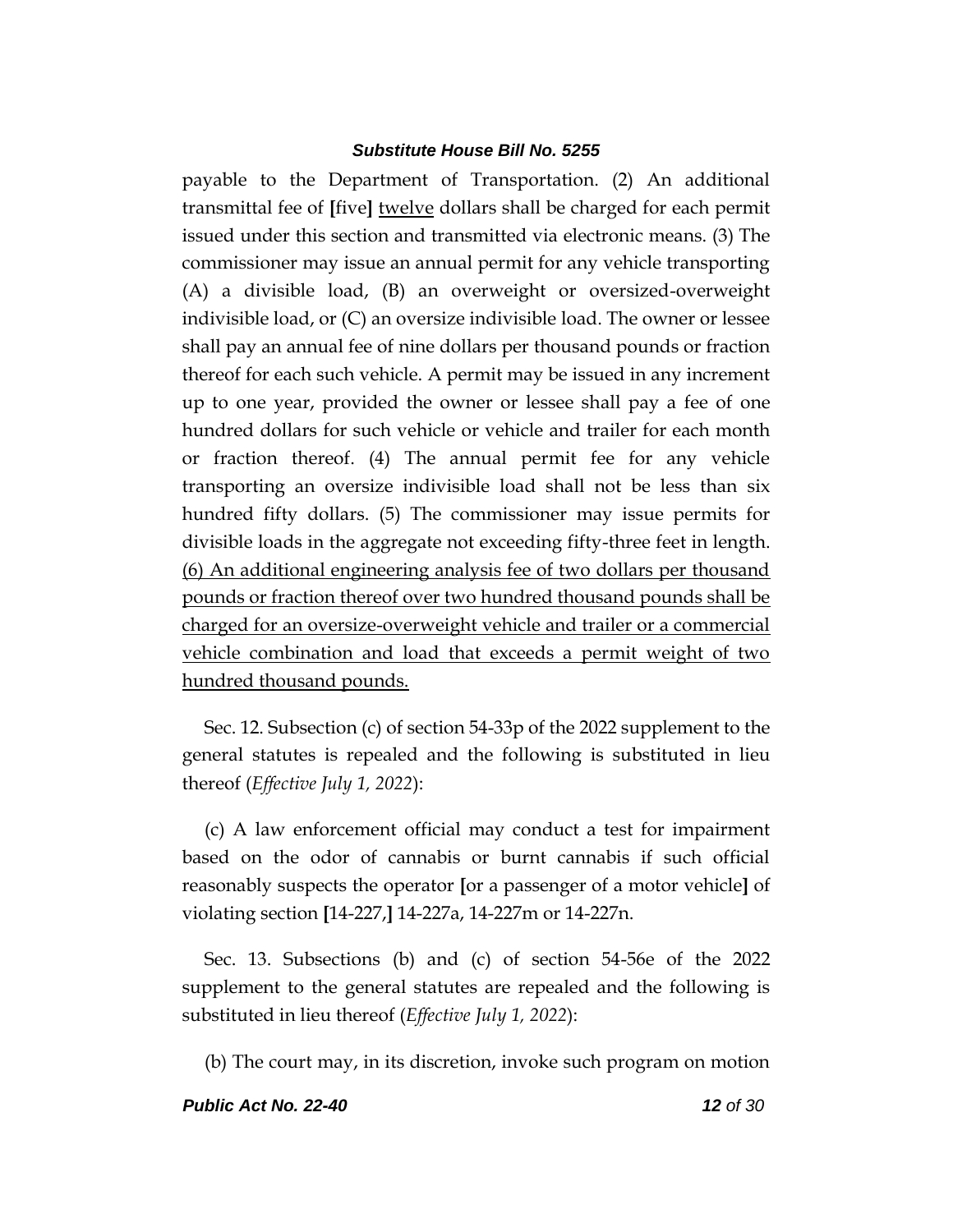payable to the Department of Transportation. (2) An additional transmittal fee of [five] <u>twelve</u> dollars shall be charged for each permit issued under this section and transmitted via electronic means. (3) The commissioner may issue an annual permit for any vehicle transporting (A) a divisible load, (B) an overweight or oversized-overweight indivisible load, or (C) an oversize indivisible load. The owner or lessee shall pay an annual fee of nine dollars per thousand pounds or fraction thereof for each such vehicle. A permit may be issued in any increment up to one year, provided the owner or lessee shall pay a fee of one hundred dollars for such vehicle or vehicle and trailer for each month or fraction thereof. (4) The annual permit fee for any vehicle transporting an oversize indivisible load shall not be less than six hundred fifty dollars. (5) The commissioner may issue permits for divisible loads in the aggregate not exceeding fifty-three feet in length. <u>(6) An additional engineering analysis fee of two dollars per thousand pounds or fraction thereof over two hundred thousand pounds shall be charged for an oversize-overweight vehicle and trailer or a commercial vehicle combination and load that exceeds a permit weight of two hundred thousand pounds.</u>

Sec. 12. Subsection (c) of section 54-33p of the 2022 supplement to the general statutes is repealed and the following is substituted in lieu thereof (*Effective July 1, 2022*):

(c) A law enforcement official may conduct a test for impairment based on the odor of cannabis or burnt cannabis if such official reasonably suspects the operator [or a passenger of a motor vehicle] of violating section [14-227,] 14-227a, 14-227m or 14-227n.

Sec. 13. Subsections (b) and (c) of section 54-56e of the 2022 supplement to the general statutes are repealed and the following is substituted in lieu thereof (*Effective July 1, 2022*):

(b) The court may, in its discretion, invoke such program on motion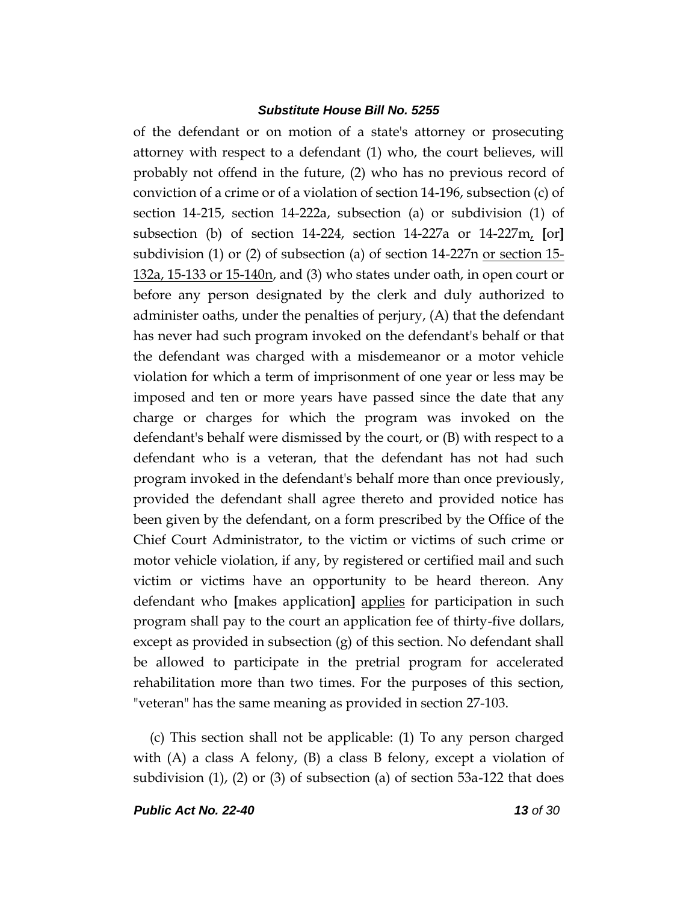of the defendant or on motion of a state's attorney or prosecuting attorney with respect to a defendant (1) who, the court believes, will probably not offend in the future, (2) who has no previous record of conviction of a crime or of a violation of section 14-196, subsection (c) of section 14-215, section 14-222a, subsection (a) or subdivision (1) of subsection (b) of section 14-224, section 14-227a or 14-227m, **[**or**]** subdivision (1) or (2) of subsection (a) of section 14-227n or section 15-132a, 15-133 or 15-140n, and (3) who states under oath, in open court or before any person designated by the clerk and duly authorized to administer oaths, under the penalties of perjury, (A) that the defendant has never had such program invoked on the defendant's behalf or that the defendant was charged with a misdemeanor or a motor vehicle violation for which a term of imprisonment of one year or less may be imposed and ten or more years have passed since the date that any charge or charges for which the program was invoked on the defendant's behalf were dismissed by the court, or (B) with respect to a defendant who is a veteran, that the defendant has not had such program invoked in the defendant's behalf more than once previously, provided the defendant shall agree thereto and provided notice has been given by the defendant, on a form prescribed by the Office of the Chief Court Administrator, to the victim or victims of such crime or motor vehicle violation, if any, by registered or certified mail and such victim or victims have an opportunity to be heard thereon. Any defendant who **[**makes application**]** applies for participation in such program shall pay to the court an application fee of thirty-five dollars, except as provided in subsection (g) of this section. No defendant shall be allowed to participate in the pretrial program for accelerated rehabilitation more than two times. For the purposes of this section, "veteran" has the same meaning as provided in section 27-103.

(c) This section shall not be applicable: (1) To any person charged with (A) a class A felony, (B) a class B felony, except a violation of subdivision (1), (2) or (3) of subsection (a) of section 53a-122 that does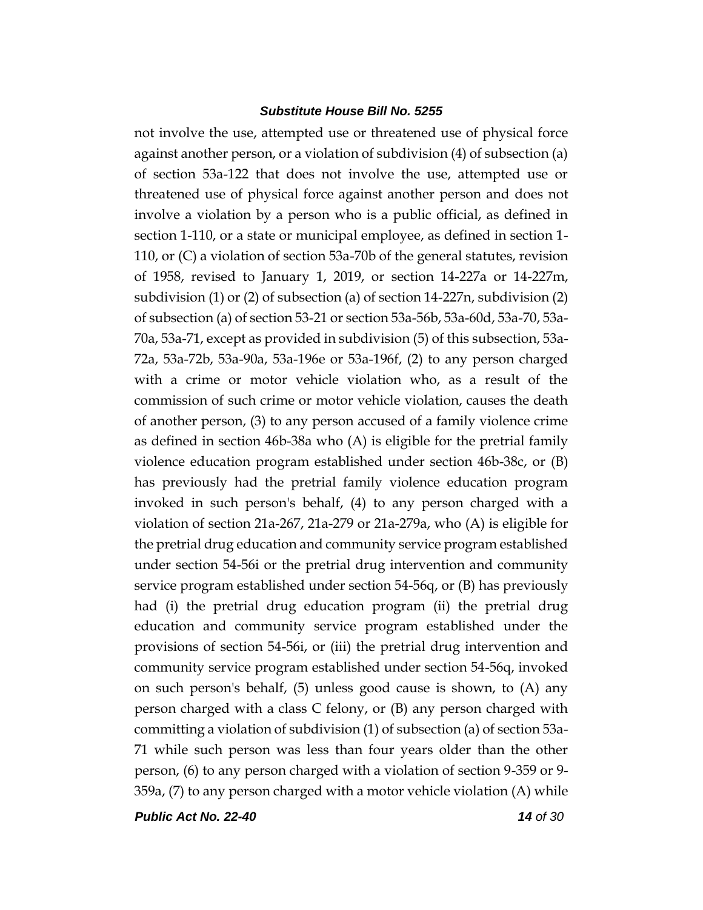not involve the use, attempted use or threatened use of physical force against another person, or a violation of subdivision (4) of subsection (a) of section 53a-122 that does not involve the use, attempted use or threatened use of physical force against another person and does not involve a violation by a person who is a public official, as defined in section 1-110, or a state or municipal employee, as defined in section 1-110, or (C) a violation of section 53a-70b of the general statutes, revision of 1958, revised to January 1, 2019, or section 14-227a or 14-227m, subdivision (1) or (2) of subsection (a) of section 14-227n, subdivision (2) of subsection (a) of section 53-21 or section 53a-56b, 53a-60d, 53a-70, 53a-70a, 53a-71, except as provided in subdivision (5) of this subsection, 53a-72a, 53a-72b, 53a-90a, 53a-196e or 53a-196f, (2) to any person charged with a crime or motor vehicle violation who, as a result of the commission of such crime or motor vehicle violation, causes the death of another person, (3) to any person accused of a family violence crime as defined in section 46b-38a who (A) is eligible for the pretrial family violence education program established under section 46b-38c, or (B) has previously had the pretrial family violence education program invoked in such person's behalf, (4) to any person charged with a violation of section 21a-267, 21a-279 or 21a-279a, who (A) is eligible for the pretrial drug education and community service program established under section 54-56i or the pretrial drug intervention and community service program established under section 54-56q, or (B) has previously had (i) the pretrial drug education program (ii) the pretrial drug education and community service program established under the provisions of section 54-56i, or (iii) the pretrial drug intervention and community service program established under section 54-56q, invoked on such person's behalf, (5) unless good cause is shown, to (A) any person charged with a class C felony, or (B) any person charged with committing a violation of subdivision (1) of subsection (a) of section 53a-71 while such person was less than four years older than the other person, (6) to any person charged with a violation of section 9-359 or 9-359a, (7) to any person charged with a motor vehicle violation (A) while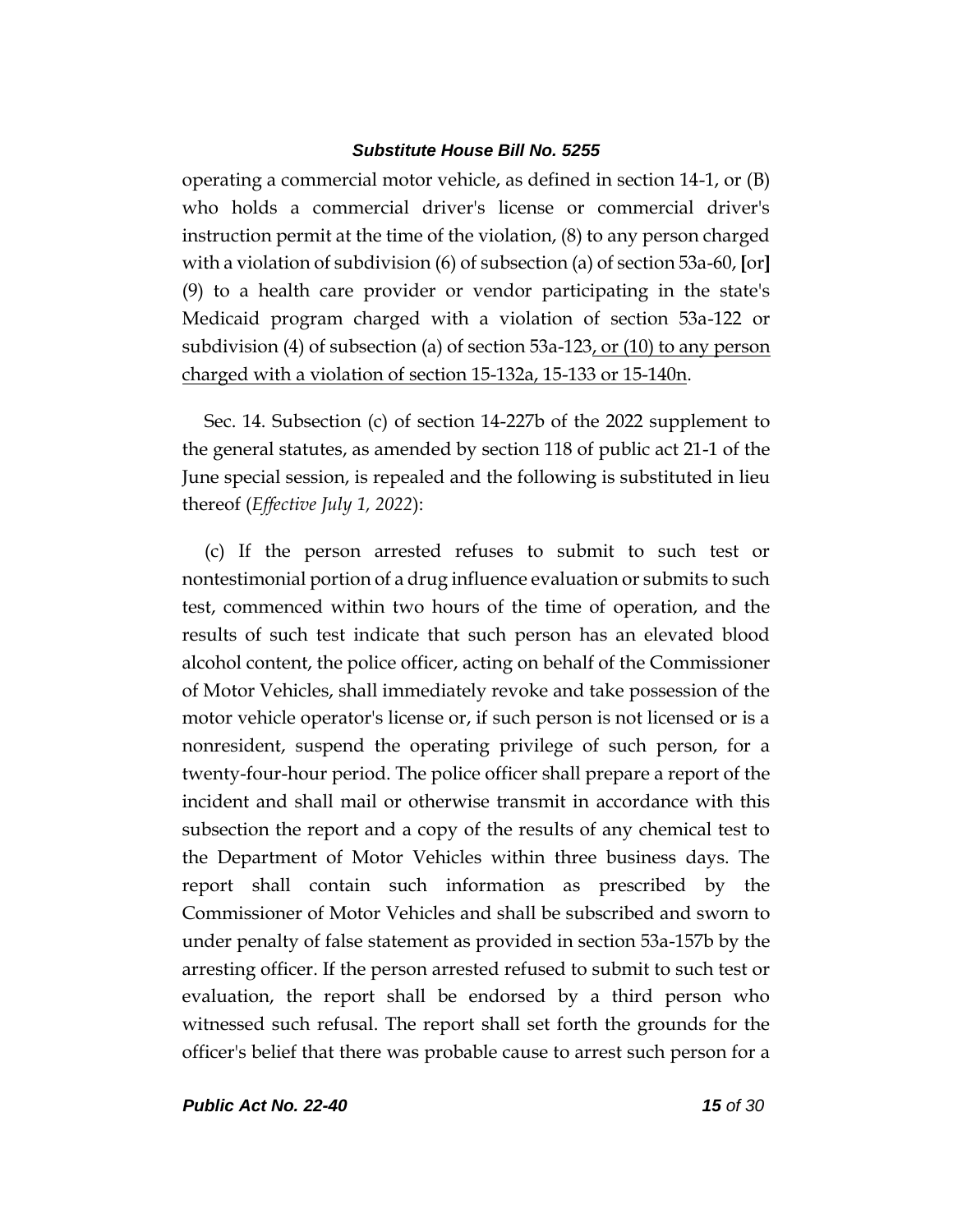operating a commercial motor vehicle, as defined in section 14-1, or (B) who holds a commercial driver's license or commercial driver's instruction permit at the time of the violation, (8) to any person charged with a violation of subdivision (6) of subsection (a) of section 53a-60, [or] (9) to a health care provider or vendor participating in the state's Medicaid program charged with a violation of section 53a-122 or subdivision (4) of subsection (a) of section 53a-123<u>, or (10) to any person charged with a violation of section 15-132a, 15-133 or 15-140n</u>.

Sec. 14. Subsection (c) of section 14-227b of the 2022 supplement to the general statutes, as amended by section 118 of public act 21-1 of the June special session, is repealed and the following is substituted in lieu thereof (*Effective July 1, 2022*):

(c) If the person arrested refuses to submit to such test or nontestimonial portion of a drug influence evaluation or submits to such test, commenced within two hours of the time of operation, and the results of such test indicate that such person has an elevated blood alcohol content, the police officer, acting on behalf of the Commissioner of Motor Vehicles, shall immediately revoke and take possession of the motor vehicle operator's license or, if such person is not licensed or is a nonresident, suspend the operating privilege of such person, for a twenty-four-hour period. The police officer shall prepare a report of the incident and shall mail or otherwise transmit in accordance with this subsection the report and a copy of the results of any chemical test to the Department of Motor Vehicles within three business days. The report shall contain such information as prescribed by the Commissioner of Motor Vehicles and shall be subscribed and sworn to under penalty of false statement as provided in section 53a-157b by the arresting officer. If the person arrested refused to submit to such test or evaluation, the report shall be endorsed by a third person who witnessed such refusal. The report shall set forth the grounds for the officer's belief that there was probable cause to arrest such person for a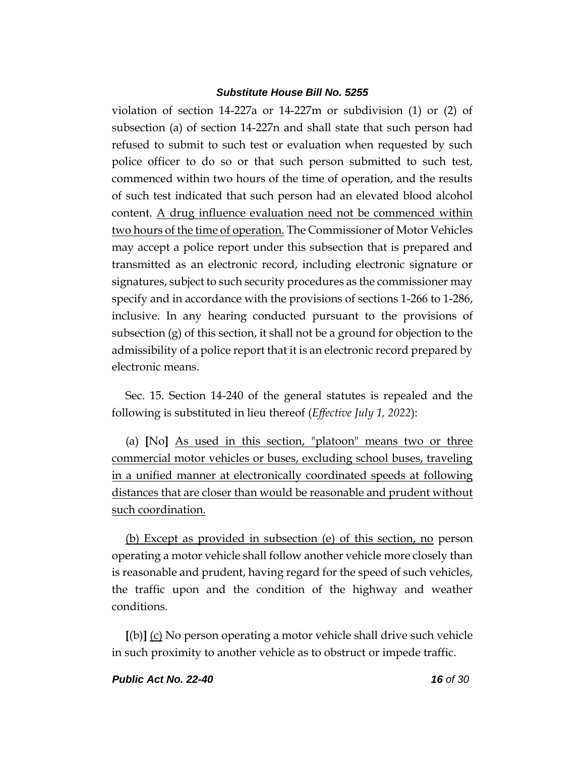violation of section 14-227a or 14-227m or subdivision (1) or (2) of subsection (a) of section 14-227n and shall state that such person had refused to submit to such test or evaluation when requested by such police officer to do so or that such person submitted to such test, commenced within two hours of the time of operation, and the results of such test indicated that such person had an elevated blood alcohol content. <u>A drug influence evaluation need not be commenced within two hours of the time of operation.</u> The Commissioner of Motor Vehicles may accept a police report under this subsection that is prepared and transmitted as an electronic record, including electronic signature or signatures, subject to such security procedures as the commissioner may specify and in accordance with the provisions of sections 1-266 to 1-286, inclusive. In any hearing conducted pursuant to the provisions of subsection (g) of this section, it shall not be a ground for objection to the admissibility of a police report that it is an electronic record prepared by electronic means.

Sec. 15. Section 14-240 of the general statutes is repealed and the following is substituted in lieu thereof (*Effective July 1, 2022*):

(a) **[**No**]** <u>As used in this section, "platoon" means two or three commercial motor vehicles or buses, excluding school buses, traveling in a unified manner at electronically coordinated speeds at following distances that are closer than would be reasonable and prudent without such coordination.</u>

<u>(b) Except as provided in subsection (e) of this section, no</u> person operating a motor vehicle shall follow another vehicle more closely than is reasonable and prudent, having regard for the speed of such vehicles, the traffic upon and the condition of the highway and weather conditions.

**[**(b)**]** <u>(c)</u> No person operating a motor vehicle shall drive such vehicle in such proximity to another vehicle as to obstruct or impede traffic.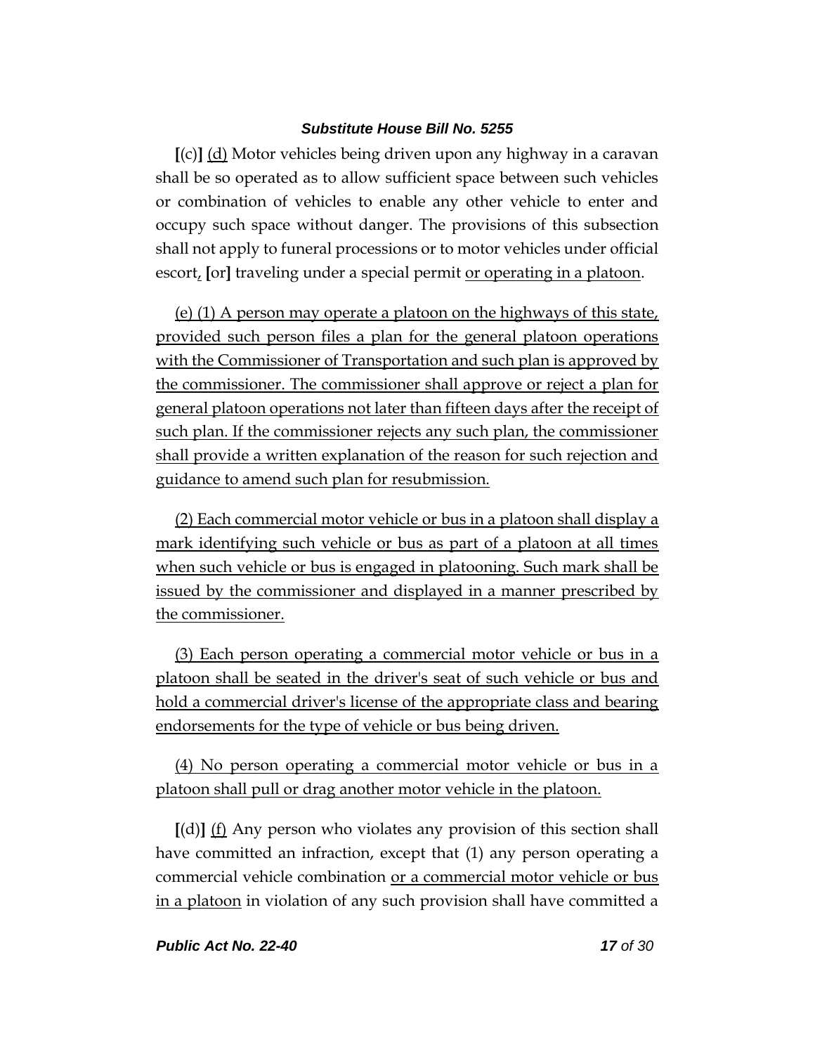[(c)] (d) Motor vehicles being driven upon any highway in a caravan shall be so operated as to allow sufficient space between such vehicles or combination of vehicles to enable any other vehicle to enter and occupy such space without danger. The provisions of this subsection shall not apply to funeral processions or to motor vehicles under official escort, [or] traveling under a special permit or operating in a platoon.

(e) (1) A person may operate a platoon on the highways of this state, provided such person files a plan for the general platoon operations with the Commissioner of Transportation and such plan is approved by the commissioner. The commissioner shall approve or reject a plan for general platoon operations not later than fifteen days after the receipt of such plan. If the commissioner rejects any such plan, the commissioner shall provide a written explanation of the reason for such rejection and guidance to amend such plan for resubmission.

(2) Each commercial motor vehicle or bus in a platoon shall display a mark identifying such vehicle or bus as part of a platoon at all times when such vehicle or bus is engaged in platooning. Such mark shall be issued by the commissioner and displayed in a manner prescribed by the commissioner.

(3) Each person operating a commercial motor vehicle or bus in a platoon shall be seated in the driver's seat of such vehicle or bus and hold a commercial driver's license of the appropriate class and bearing endorsements for the type of vehicle or bus being driven.

(4) No person operating a commercial motor vehicle or bus in a platoon shall pull or drag another motor vehicle in the platoon.

[(d)] (f) Any person who violates any provision of this section shall have committed an infraction, except that (1) any person operating a commercial vehicle combination or a commercial motor vehicle or bus in a platoon in violation of any such provision shall have committed a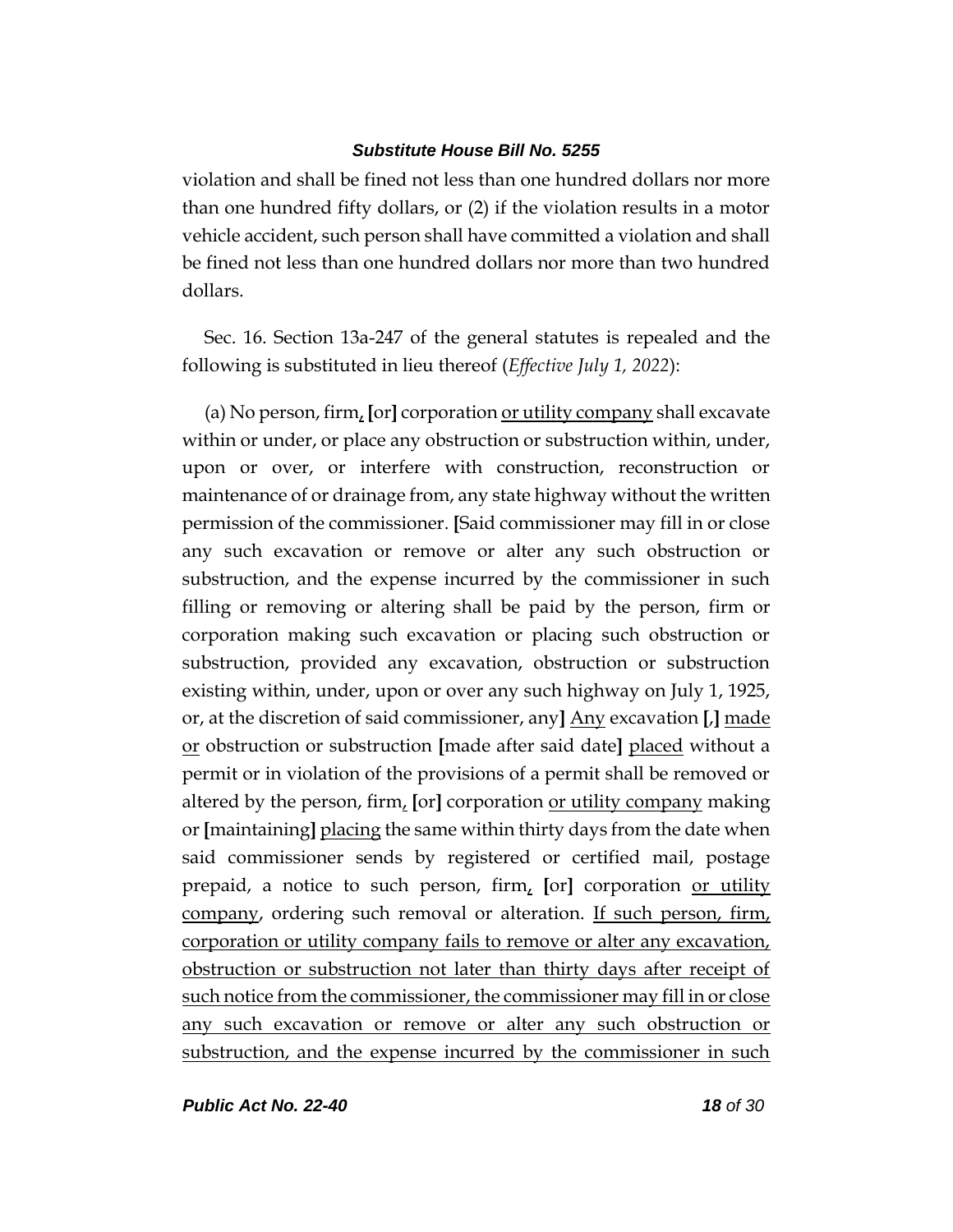violation and shall be fined not less than one hundred dollars nor more than one hundred fifty dollars, or (2) if the violation results in a motor vehicle accident, such person shall have committed a violation and shall be fined not less than one hundred dollars nor more than two hundred dollars.

Sec. 16. Section 13a-247 of the general statutes is repealed and the following is substituted in lieu thereof (*Effective July 1, 2022*):

(a) No person, firm, **[**or**]** corporation <u>or utility company</u> shall excavate within or under, or place any obstruction or substruction within, under, upon or over, or interfere with construction, reconstruction or maintenance of or drainage from, any state highway without the written permission of the commissioner. **[**Said commissioner may fill in or close any such excavation or remove or alter any such obstruction or substruction, and the expense incurred by the commissioner in such filling or removing or altering shall be paid by the person, firm or corporation making such excavation or placing such obstruction or substruction, provided any excavation, obstruction or substruction existing within, under, upon or over any such highway on July 1, 1925, or, at the discretion of said commissioner, any**]** <u>Any</u> excavation **[**,**]** <u>made or</u> obstruction or substruction **[**made after said date**]** <u>placed</u> without a permit or in violation of the provisions of a permit shall be removed or altered by the person, firm, **[**or**]** corporation <u>or utility company</u> making or **[**maintaining**]** <u>placing</u> the same within thirty days from the date when said commissioner sends by registered or certified mail, postage prepaid, a notice to such person, firm, **[**or**]** corporation <u>or utility company</u>, ordering such removal or alteration. <u>If such person, firm, corporation or utility company fails to remove or alter any excavation, obstruction or substruction not later than thirty days after receipt of such notice from the commissioner, the commissioner may fill in or close any such excavation or remove or alter any such obstruction or substruction, and the expense incurred by the commissioner in such</u>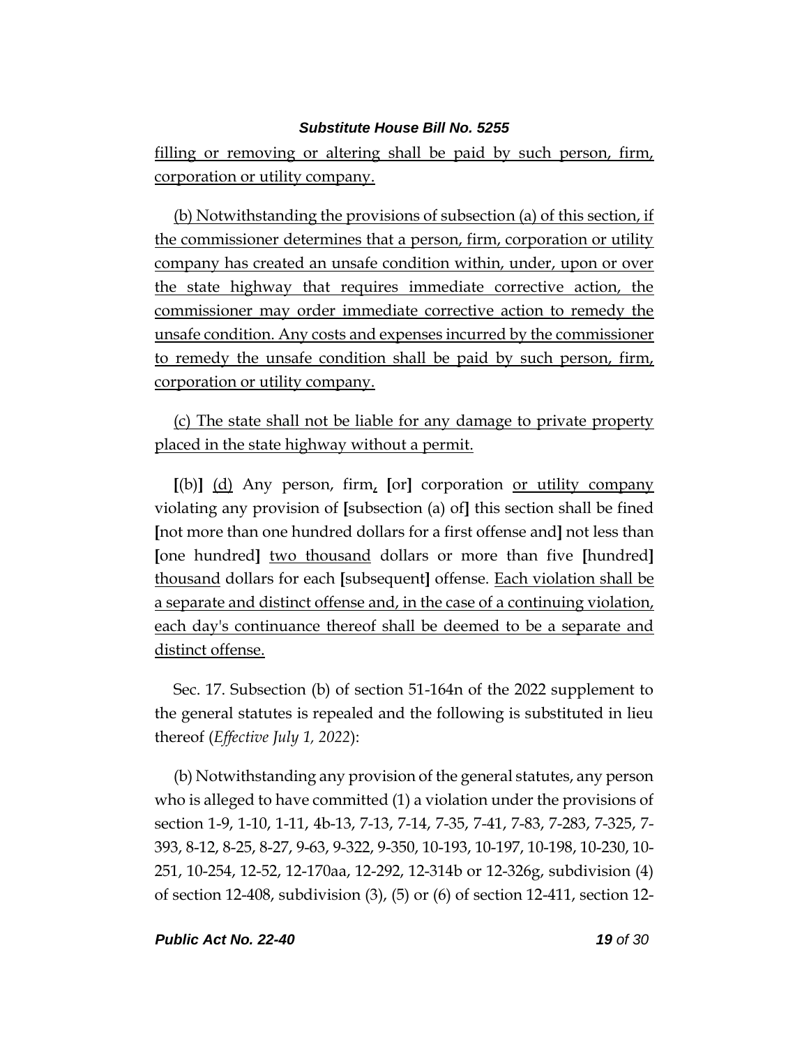filling or removing or altering shall be paid by such person, firm, corporation or utility company.

(b) Notwithstanding the provisions of subsection (a) of this section, if the commissioner determines that a person, firm, corporation or utility company has created an unsafe condition within, under, upon or over the state highway that requires immediate corrective action, the commissioner may order immediate corrective action to remedy the unsafe condition. Any costs and expenses incurred by the commissioner to remedy the unsafe condition shall be paid by such person, firm, corporation or utility company.

(c) The state shall not be liable for any damage to private property placed in the state highway without a permit.

[(b)] (d) Any person, firm, [or] corporation or utility company violating any provision of [subsection (a) of] this section shall be fined [not more than one hundred dollars for a first offense and] not less than [one hundred] two thousand dollars or more than five [hundred] thousand dollars for each [subsequent] offense. Each violation shall be a separate and distinct offense and, in the case of a continuing violation, each day's continuance thereof shall be deemed to be a separate and distinct offense.

Sec. 17. Subsection (b) of section 51-164n of the 2022 supplement to the general statutes is repealed and the following is substituted in lieu thereof (*Effective July 1, 2022*):

(b) Notwithstanding any provision of the general statutes, any person who is alleged to have committed (1) a violation under the provisions of section 1-9, 1-10, 1-11, 4b-13, 7-13, 7-14, 7-35, 7-41, 7-83, 7-283, 7-325, 7-393, 8-12, 8-25, 8-27, 9-63, 9-322, 9-350, 10-193, 10-197, 10-198, 10-230, 10-251, 10-254, 12-52, 12-170aa, 12-292, 12-314b or 12-326g, subdivision (4) of section 12-408, subdivision (3), (5) or (6) of section 12-411, section 12-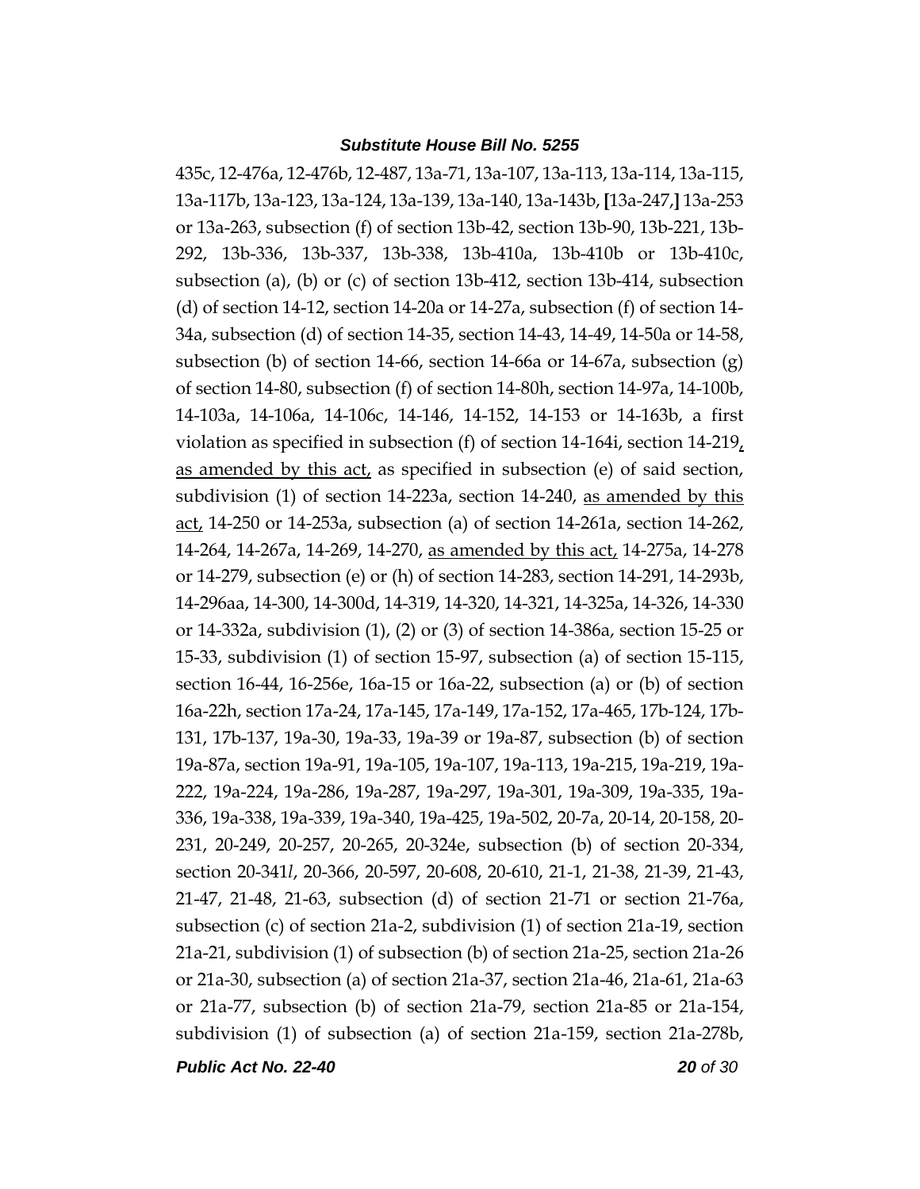435c, 12-476a, 12-476b, 12-487, 13a-71, 13a-107, 13a-113, 13a-114, 13a-115, 13a-117b, 13a-123, 13a-124, 13a-139, 13a-140, 13a-143b, **[**13a-247,**]** 13a-253 or 13a-263, subsection (f) of section 13b-42, section 13b-90, 13b-221, 13b-292, 13b-336, 13b-337, 13b-338, 13b-410a, 13b-410b or 13b-410c, subsection (a), (b) or (c) of section 13b-412, section 13b-414, subsection (d) of section 14-12, section 14-20a or 14-27a, subsection (f) of section 14-34a, subsection (d) of section 14-35, section 14-43, 14-49, 14-50a or 14-58, subsection (b) of section 14-66, section 14-66a or 14-67a, subsection (g) of section 14-80, subsection (f) of section 14-80h, section 14-97a, 14-100b, 14-103a, 14-106a, 14-106c, 14-146, 14-152, 14-153 or 14-163b, a first violation as specified in subsection (f) of section 14-164i, section 14-219, <u>as amended by this act,</u> as specified in subsection (e) of said section, subdivision (1) of section 14-223a, section 14-240, <u>as amended by this act,</u> 14-250 or 14-253a, subsection (a) of section 14-261a, section 14-262, 14-264, 14-267a, 14-269, 14-270, <u>as amended by this act,</u> 14-275a, 14-278 or 14-279, subsection (e) or (h) of section 14-283, section 14-291, 14-293b, 14-296aa, 14-300, 14-300d, 14-319, 14-320, 14-321, 14-325a, 14-326, 14-330 or 14-332a, subdivision (1), (2) or (3) of section 14-386a, section 15-25 or 15-33, subdivision (1) of section 15-97, subsection (a) of section 15-115, section 16-44, 16-256e, 16a-15 or 16a-22, subsection (a) or (b) of section 16a-22h, section 17a-24, 17a-145, 17a-149, 17a-152, 17a-465, 17b-124, 17b-131, 17b-137, 19a-30, 19a-33, 19a-39 or 19a-87, subsection (b) of section 19a-87a, section 19a-91, 19a-105, 19a-107, 19a-113, 19a-215, 19a-219, 19a-222, 19a-224, 19a-286, 19a-287, 19a-297, 19a-301, 19a-309, 19a-335, 19a-336, 19a-338, 19a-339, 19a-340, 19a-425, 19a-502, 20-7a, 20-14, 20-158, 20-231, 20-249, 20-257, 20-265, 20-324e, subsection (b) of section 20-334, section 20-341*l*, 20-366, 20-597, 20-608, 20-610, 21-1, 21-38, 21-39, 21-43, 21-47, 21-48, 21-63, subsection (d) of section 21-71 or section 21-76a, subsection (c) of section 21a-2, subdivision (1) of section 21a-19, section 21a-21, subdivision (1) of subsection (b) of section 21a-25, section 21a-26 or 21a-30, subsection (a) of section 21a-37, section 21a-46, 21a-61, 21a-63 or 21a-77, subsection (b) of section 21a-79, section 21a-85 or 21a-154, subdivision (1) of subsection (a) of section 21a-159, section 21a-278b,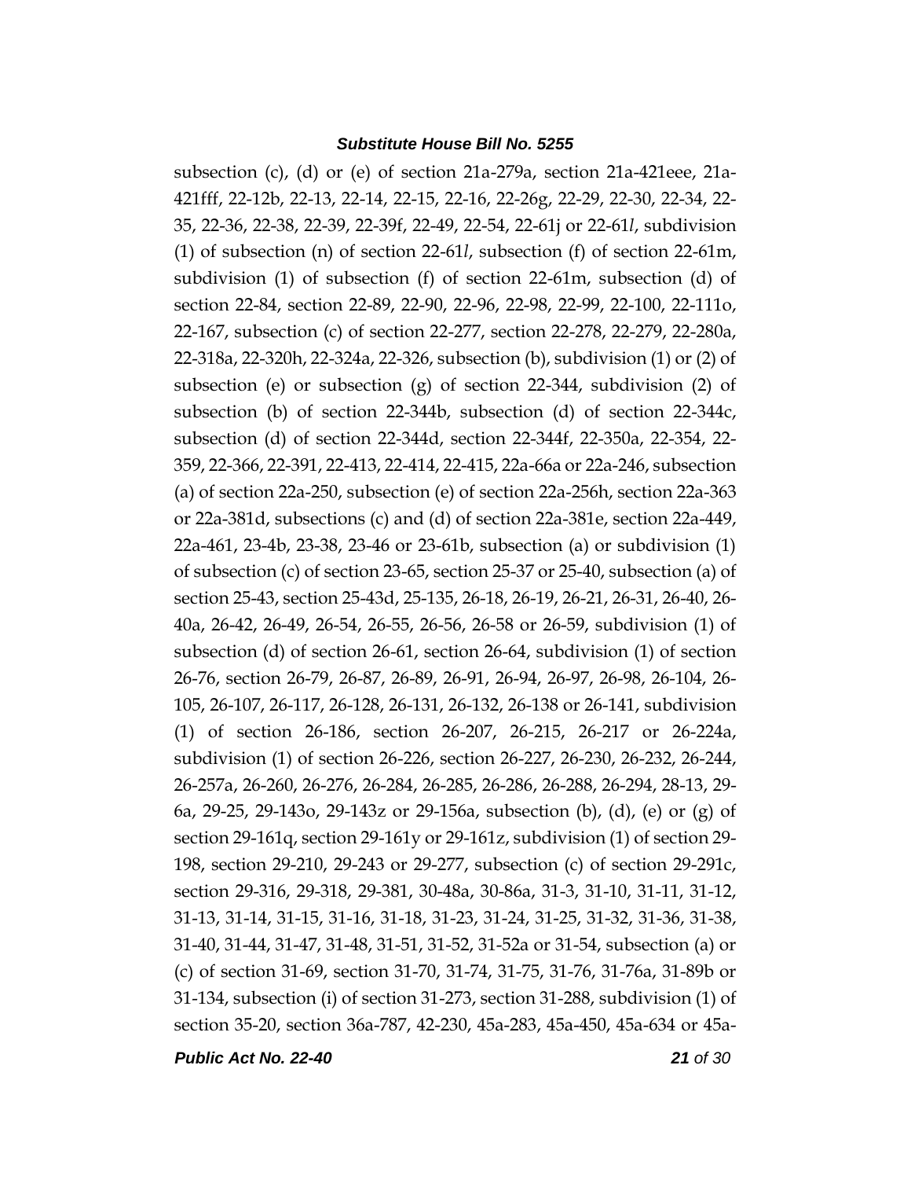subsection (c), (d) or (e) of section 21a-279a, section 21a-421eee, 21a-421fff, 22-12b, 22-13, 22-14, 22-15, 22-16, 22-26g, 22-29, 22-30, 22-34, 22-35, 22-36, 22-38, 22-39, 22-39f, 22-49, 22-54, 22-61j or 22-61*l*, subdivision (1) of subsection (n) of section 22-61*l*, subsection (f) of section 22-61m, subdivision (1) of subsection (f) of section 22-61m, subsection (d) of section 22-84, section 22-89, 22-90, 22-96, 22-98, 22-99, 22-100, 22-111o, 22-167, subsection (c) of section 22-277, section 22-278, 22-279, 22-280a, 22-318a, 22-320h, 22-324a, 22-326, subsection (b), subdivision (1) or (2) of subsection (e) or subsection (g) of section 22-344, subdivision (2) of subsection (b) of section 22-344b, subsection (d) of section 22-344c, subsection (d) of section 22-344d, section 22-344f, 22-350a, 22-354, 22-359, 22-366, 22-391, 22-413, 22-414, 22-415, 22a-66a or 22a-246, subsection (a) of section 22a-250, subsection (e) of section 22a-256h, section 22a-363 or 22a-381d, subsections (c) and (d) of section 22a-381e, section 22a-449, 22a-461, 23-4b, 23-38, 23-46 or 23-61b, subsection (a) or subdivision (1) of subsection (c) of section 23-65, section 25-37 or 25-40, subsection (a) of section 25-43, section 25-43d, 25-135, 26-18, 26-19, 26-21, 26-31, 26-40, 26-40a, 26-42, 26-49, 26-54, 26-55, 26-56, 26-58 or 26-59, subdivision (1) of subsection (d) of section 26-61, section 26-64, subdivision (1) of section 26-76, section 26-79, 26-87, 26-89, 26-91, 26-94, 26-97, 26-98, 26-104, 26-105, 26-107, 26-117, 26-128, 26-131, 26-132, 26-138 or 26-141, subdivision (1) of section 26-186, section 26-207, 26-215, 26-217 or 26-224a, subdivision (1) of section 26-226, section 26-227, 26-230, 26-232, 26-244, 26-257a, 26-260, 26-276, 26-284, 26-285, 26-286, 26-288, 26-294, 28-13, 29-6a, 29-25, 29-143o, 29-143z or 29-156a, subsection (b), (d), (e) or (g) of section 29-161q, section 29-161y or 29-161z, subdivision (1) of section 29-198, section 29-210, 29-243 or 29-277, subsection (c) of section 29-291c, section 29-316, 29-318, 29-381, 30-48a, 30-86a, 31-3, 31-10, 31-11, 31-12, 31-13, 31-14, 31-15, 31-16, 31-18, 31-23, 31-24, 31-25, 31-32, 31-36, 31-38, 31-40, 31-44, 31-47, 31-48, 31-51, 31-52, 31-52a or 31-54, subsection (a) or (c) of section 31-69, section 31-70, 31-74, 31-75, 31-76, 31-76a, 31-89b or 31-134, subsection (i) of section 31-273, section 31-288, subdivision (1) of section 35-20, section 36a-787, 42-230, 45a-283, 45a-450, 45a-634 or 45a-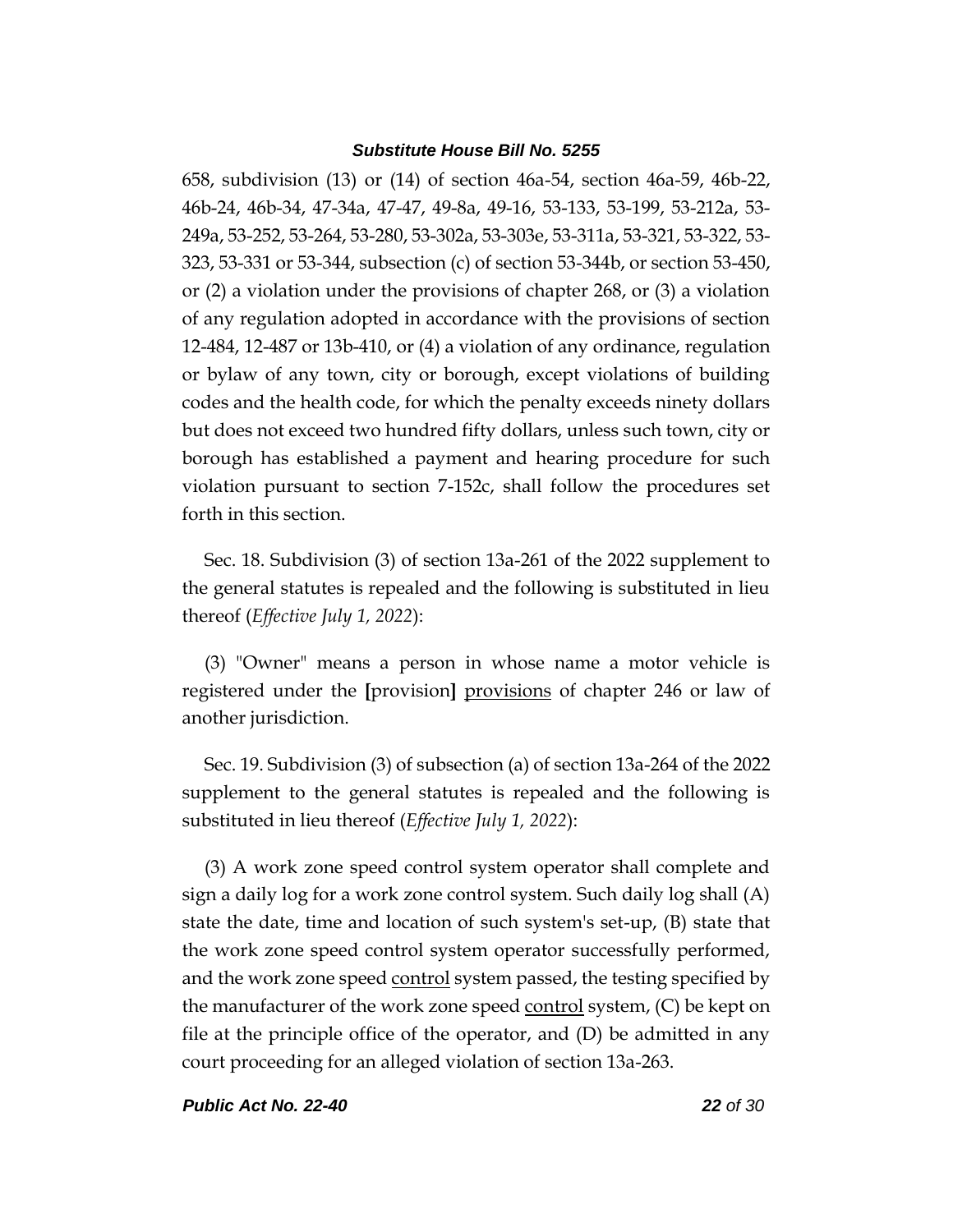658, subdivision (13) or (14) of section 46a-54, section 46a-59, 46b-22, 46b-24, 46b-34, 47-34a, 47-47, 49-8a, 49-16, 53-133, 53-199, 53-212a, 53-249a, 53-252, 53-264, 53-280, 53-302a, 53-303e, 53-311a, 53-321, 53-322, 53-323, 53-331 or 53-344, subsection (c) of section 53-344b, or section 53-450, or (2) a violation under the provisions of chapter 268, or (3) a violation of any regulation adopted in accordance with the provisions of section 12-484, 12-487 or 13b-410, or (4) a violation of any ordinance, regulation or bylaw of any town, city or borough, except violations of building codes and the health code, for which the penalty exceeds ninety dollars but does not exceed two hundred fifty dollars, unless such town, city or borough has established a payment and hearing procedure for such violation pursuant to section 7-152c, shall follow the procedures set forth in this section.

Sec. 18. Subdivision (3) of section 13a-261 of the 2022 supplement to the general statutes is repealed and the following is substituted in lieu thereof (*Effective July 1, 2022*):

(3) "Owner" means a person in whose name a motor vehicle is registered under the **[**provision**]** <u>provisions</u> of chapter 246 or law of another jurisdiction.

Sec. 19. Subdivision (3) of subsection (a) of section 13a-264 of the 2022 supplement to the general statutes is repealed and the following is substituted in lieu thereof (*Effective July 1, 2022*):

(3) A work zone speed control system operator shall complete and sign a daily log for a work zone control system. Such daily log shall (A) state the date, time and location of such system's set-up, (B) state that the work zone speed control system operator successfully performed, and the work zone speed <u>control</u> system passed, the testing specified by the manufacturer of the work zone speed <u>control</u> system, (C) be kept on file at the principle office of the operator, and (D) be admitted in any court proceeding for an alleged violation of section 13a-263.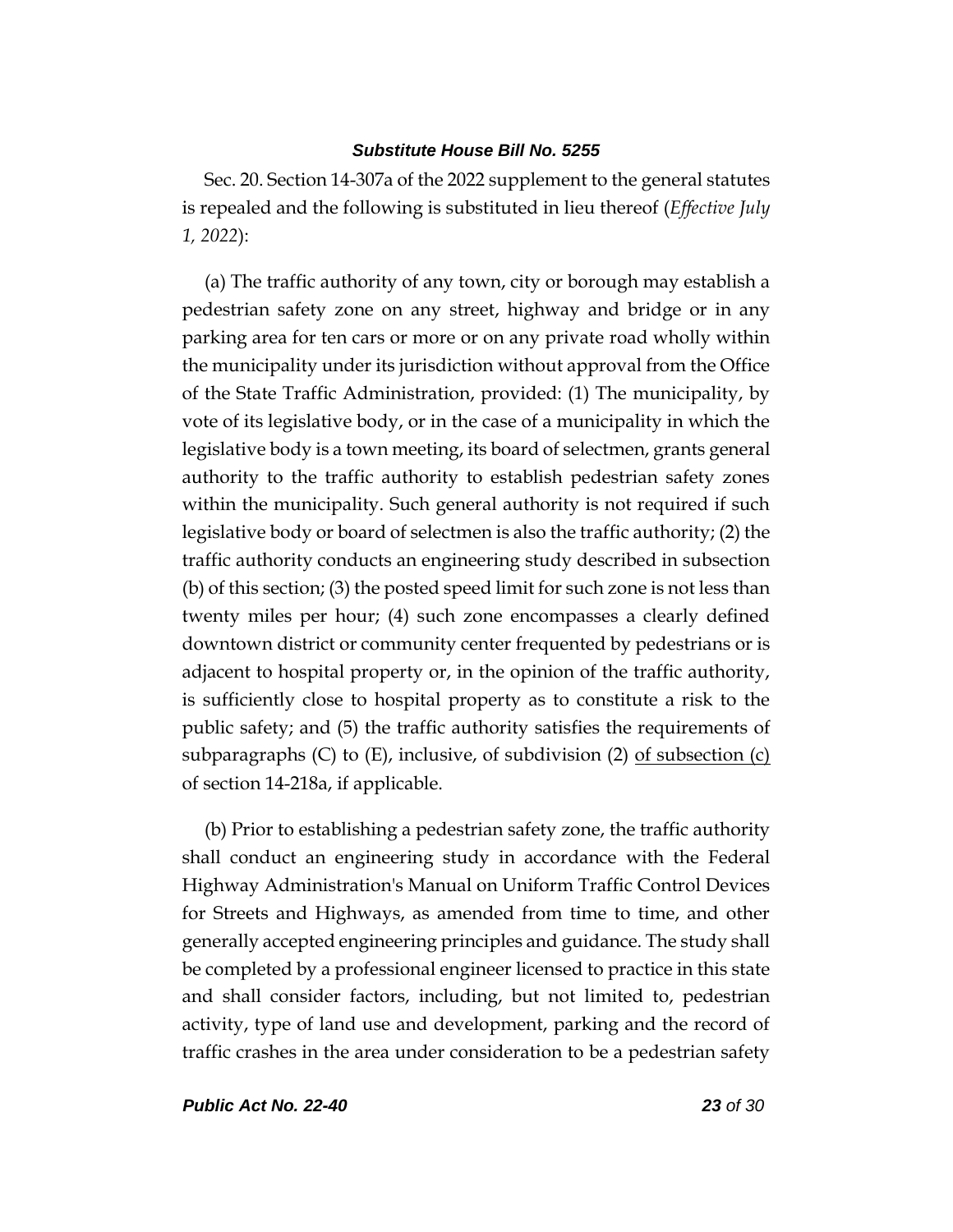Sec. 20. Section 14-307a of the 2022 supplement to the general statutes is repealed and the following is substituted in lieu thereof (*Effective July 1, 2022*):

(a) The traffic authority of any town, city or borough may establish a pedestrian safety zone on any street, highway and bridge or in any parking area for ten cars or more or on any private road wholly within the municipality under its jurisdiction without approval from the Office of the State Traffic Administration, provided: (1) The municipality, by vote of its legislative body, or in the case of a municipality in which the legislative body is a town meeting, its board of selectmen, grants general authority to the traffic authority to establish pedestrian safety zones within the municipality. Such general authority is not required if such legislative body or board of selectmen is also the traffic authority; (2) the traffic authority conducts an engineering study described in subsection (b) of this section; (3) the posted speed limit for such zone is not less than twenty miles per hour; (4) such zone encompasses a clearly defined downtown district or community center frequented by pedestrians or is adjacent to hospital property or, in the opinion of the traffic authority, is sufficiently close to hospital property as to constitute a risk to the public safety; and (5) the traffic authority satisfies the requirements of subparagraphs (C) to (E), inclusive, of subdivision (2) <u>of subsection (c)</u> of section 14-218a, if applicable.

(b) Prior to establishing a pedestrian safety zone, the traffic authority shall conduct an engineering study in accordance with the Federal Highway Administration's Manual on Uniform Traffic Control Devices for Streets and Highways, as amended from time to time, and other generally accepted engineering principles and guidance. The study shall be completed by a professional engineer licensed to practice in this state and shall consider factors, including, but not limited to, pedestrian activity, type of land use and development, parking and the record of traffic crashes in the area under consideration to be a pedestrian safety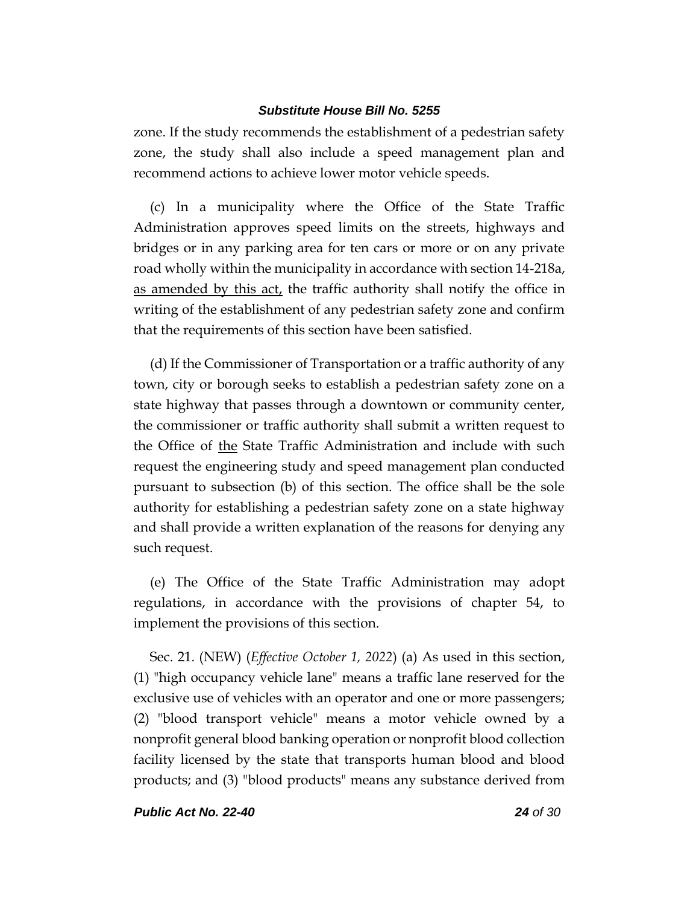zone. If the study recommends the establishment of a pedestrian safety zone, the study shall also include a speed management plan and recommend actions to achieve lower motor vehicle speeds.

(c) In a municipality where the Office of the State Traffic Administration approves speed limits on the streets, highways and bridges or in any parking area for ten cars or more or on any private road wholly within the municipality in accordance with section 14-218a, as amended by this act, the traffic authority shall notify the office in writing of the establishment of any pedestrian safety zone and confirm that the requirements of this section have been satisfied.

(d) If the Commissioner of Transportation or a traffic authority of any town, city or borough seeks to establish a pedestrian safety zone on a state highway that passes through a downtown or community center, the commissioner or traffic authority shall submit a written request to the Office of the State Traffic Administration and include with such request the engineering study and speed management plan conducted pursuant to subsection (b) of this section. The office shall be the sole authority for establishing a pedestrian safety zone on a state highway and shall provide a written explanation of the reasons for denying any such request.

(e) The Office of the State Traffic Administration may adopt regulations, in accordance with the provisions of chapter 54, to implement the provisions of this section.

Sec. 21. (NEW) (*Effective October 1, 2022*) (a) As used in this section, (1) "high occupancy vehicle lane" means a traffic lane reserved for the exclusive use of vehicles with an operator and one or more passengers; (2) "blood transport vehicle" means a motor vehicle owned by a nonprofit general blood banking operation or nonprofit blood collection facility licensed by the state that transports human blood and blood products; and (3) "blood products" means any substance derived from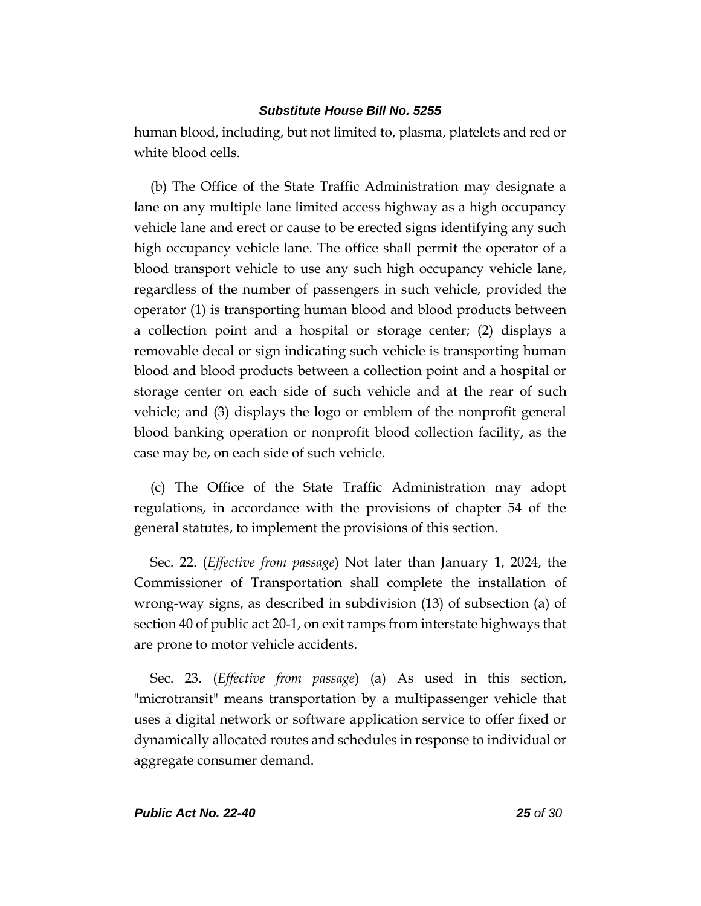human blood, including, but not limited to, plasma, platelets and red or white blood cells.

(b) The Office of the State Traffic Administration may designate a lane on any multiple lane limited access highway as a high occupancy vehicle lane and erect or cause to be erected signs identifying any such high occupancy vehicle lane. The office shall permit the operator of a blood transport vehicle to use any such high occupancy vehicle lane, regardless of the number of passengers in such vehicle, provided the operator (1) is transporting human blood and blood products between a collection point and a hospital or storage center; (2) displays a removable decal or sign indicating such vehicle is transporting human blood and blood products between a collection point and a hospital or storage center on each side of such vehicle and at the rear of such vehicle; and (3) displays the logo or emblem of the nonprofit general blood banking operation or nonprofit blood collection facility, as the case may be, on each side of such vehicle.

(c) The Office of the State Traffic Administration may adopt regulations, in accordance with the provisions of chapter 54 of the general statutes, to implement the provisions of this section.

Sec. 22. (*Effective from passage*) Not later than January 1, 2024, the Commissioner of Transportation shall complete the installation of wrong-way signs, as described in subdivision (13) of subsection (a) of section 40 of public act 20-1, on exit ramps from interstate highways that are prone to motor vehicle accidents.

Sec. 23. (*Effective from passage*) (a) As used in this section, "microtransit" means transportation by a multipassenger vehicle that uses a digital network or software application service to offer fixed or dynamically allocated routes and schedules in response to individual or aggregate consumer demand.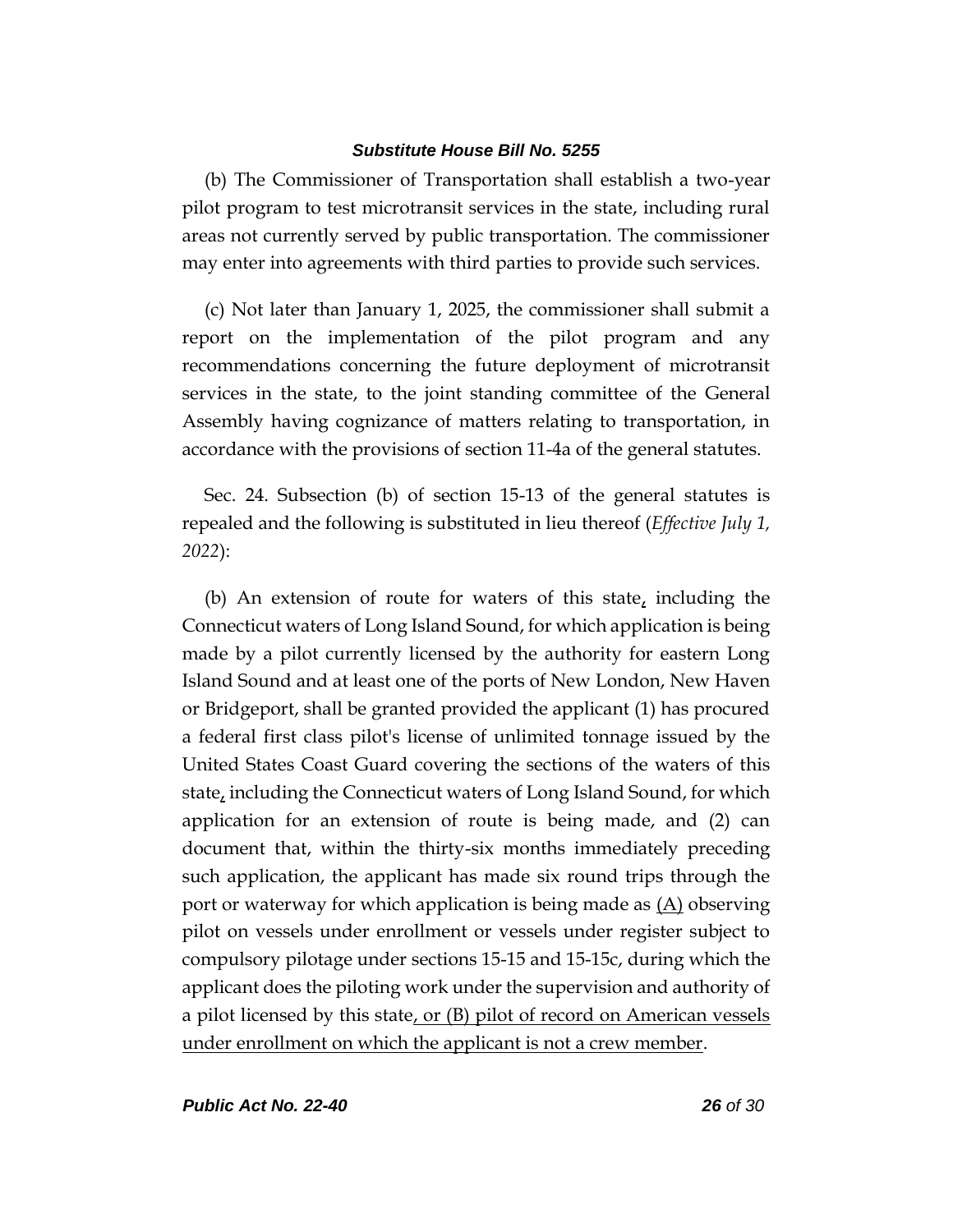(b) The Commissioner of Transportation shall establish a two-year pilot program to test microtransit services in the state, including rural areas not currently served by public transportation. The commissioner may enter into agreements with third parties to provide such services.

(c) Not later than January 1, 2025, the commissioner shall submit a report on the implementation of the pilot program and any recommendations concerning the future deployment of microtransit services in the state, to the joint standing committee of the General Assembly having cognizance of matters relating to transportation, in accordance with the provisions of section 11-4a of the general statutes.

Sec. 24. Subsection (b) of section 15-13 of the general statutes is repealed and the following is substituted in lieu thereof (*Effective July 1, 2022*):

(b) An extension of route for waters of this state, including the Connecticut waters of Long Island Sound, for which application is being made by a pilot currently licensed by the authority for eastern Long Island Sound and at least one of the ports of New London, New Haven or Bridgeport, shall be granted provided the applicant (1) has procured a federal first class pilot's license of unlimited tonnage issued by the United States Coast Guard covering the sections of the waters of this state, including the Connecticut waters of Long Island Sound, for which application for an extension of route is being made, and (2) can document that, within the thirty-six months immediately preceding such application, the applicant has made six round trips through the port or waterway for which application is being made as <u>(A)</u> observing pilot on vessels under enrollment or vessels under register subject to compulsory pilotage under sections 15-15 and 15-15c, during which the applicant does the piloting work under the supervision and authority of a pilot licensed by this state<u>, or (B) pilot of record on American vessels under enrollment on which the applicant is not a crew member</u>.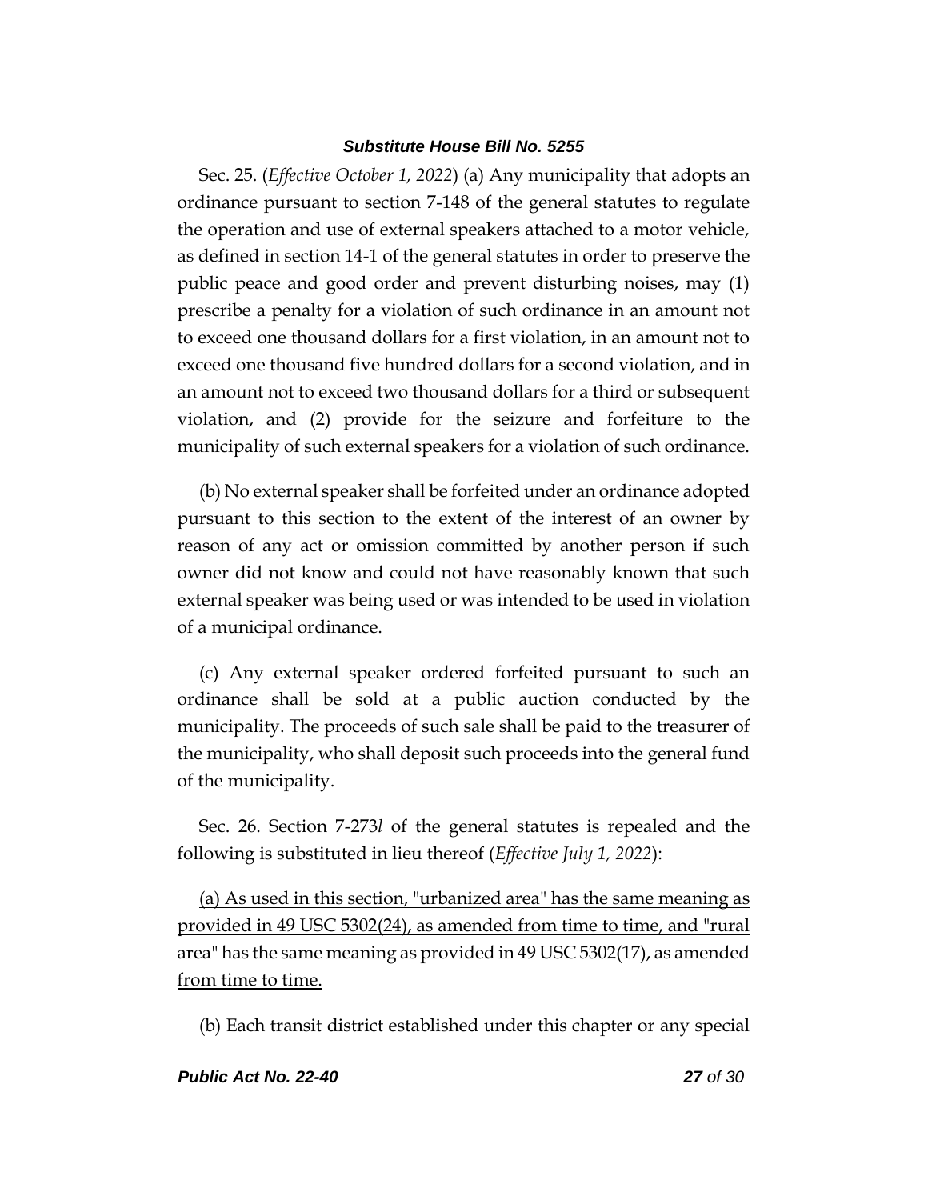Sec. 25. (*Effective October 1, 2022*) (a) Any municipality that adopts an ordinance pursuant to section 7-148 of the general statutes to regulate the operation and use of external speakers attached to a motor vehicle, as defined in section 14-1 of the general statutes in order to preserve the public peace and good order and prevent disturbing noises, may (1) prescribe a penalty for a violation of such ordinance in an amount not to exceed one thousand dollars for a first violation, in an amount not to exceed one thousand five hundred dollars for a second violation, and in an amount not to exceed two thousand dollars for a third or subsequent violation, and (2) provide for the seizure and forfeiture to the municipality of such external speakers for a violation of such ordinance.

(b) No external speaker shall be forfeited under an ordinance adopted pursuant to this section to the extent of the interest of an owner by reason of any act or omission committed by another person if such owner did not know and could not have reasonably known that such external speaker was being used or was intended to be used in violation of a municipal ordinance.

(c) Any external speaker ordered forfeited pursuant to such an ordinance shall be sold at a public auction conducted by the municipality. The proceeds of such sale shall be paid to the treasurer of the municipality, who shall deposit such proceeds into the general fund of the municipality.

Sec. 26. Section 7-273*l* of the general statutes is repealed and the following is substituted in lieu thereof (*Effective July 1, 2022*):

(a) As used in this section, "urbanized area" has the same meaning as provided in 49 USC 5302(24), as amended from time to time, and "rural area" has the same meaning as provided in 49 USC 5302(17), as amended from time to time.

(b) Each transit district established under this chapter or any special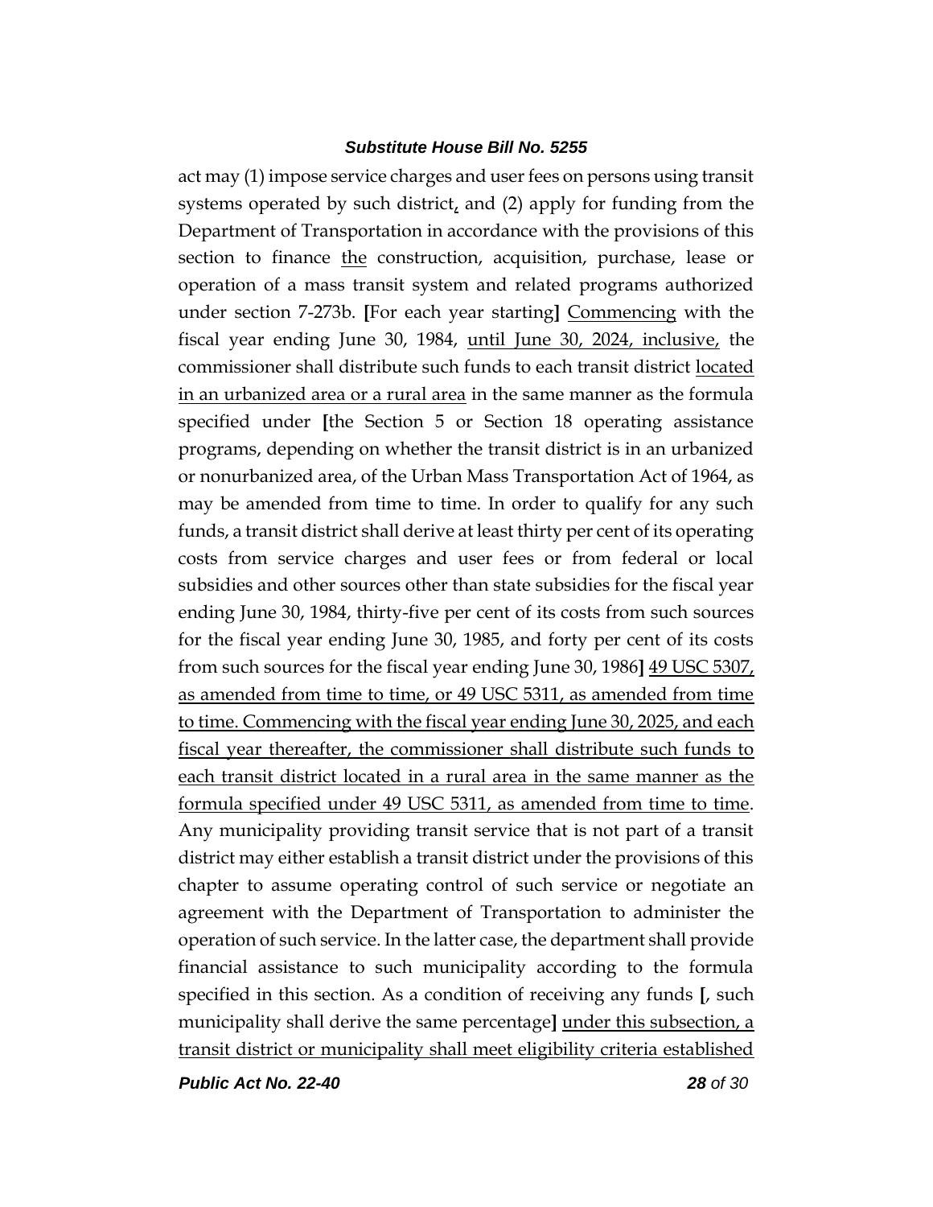act may (1) impose service charges and user fees on persons using transit systems operated by such district, and (2) apply for funding from the Department of Transportation in accordance with the provisions of this section to finance the construction, acquisition, purchase, lease or operation of a mass transit system and related programs authorized under section 7-273b. **[**For each year starting**]** Commencing with the fiscal year ending June 30, 1984, until June 30, 2024, inclusive, the commissioner shall distribute such funds to each transit district located in an urbanized area or a rural area in the same manner as the formula specified under **[**the Section 5 or Section 18 operating assistance programs, depending on whether the transit district is in an urbanized or nonurbanized area, of the Urban Mass Transportation Act of 1964, as may be amended from time to time. In order to qualify for any such funds, a transit district shall derive at least thirty per cent of its operating costs from service charges and user fees or from federal or local subsidies and other sources other than state subsidies for the fiscal year ending June 30, 1984, thirty-five per cent of its costs from such sources for the fiscal year ending June 30, 1985, and forty per cent of its costs from such sources for the fiscal year ending June 30, 1986**]** 49 USC 5307, as amended from time to time, or 49 USC 5311, as amended from time to time. Commencing with the fiscal year ending June 30, 2025, and each fiscal year thereafter, the commissioner shall distribute such funds to each transit district located in a rural area in the same manner as the formula specified under 49 USC 5311, as amended from time to time. Any municipality providing transit service that is not part of a transit district may either establish a transit district under the provisions of this chapter to assume operating control of such service or negotiate an agreement with the Department of Transportation to administer the operation of such service. In the latter case, the department shall provide financial assistance to such municipality according to the formula specified in this section. As a condition of receiving any funds **[**, such municipality shall derive the same percentage**]** under this subsection, a transit district or municipality shall meet eligibility criteria established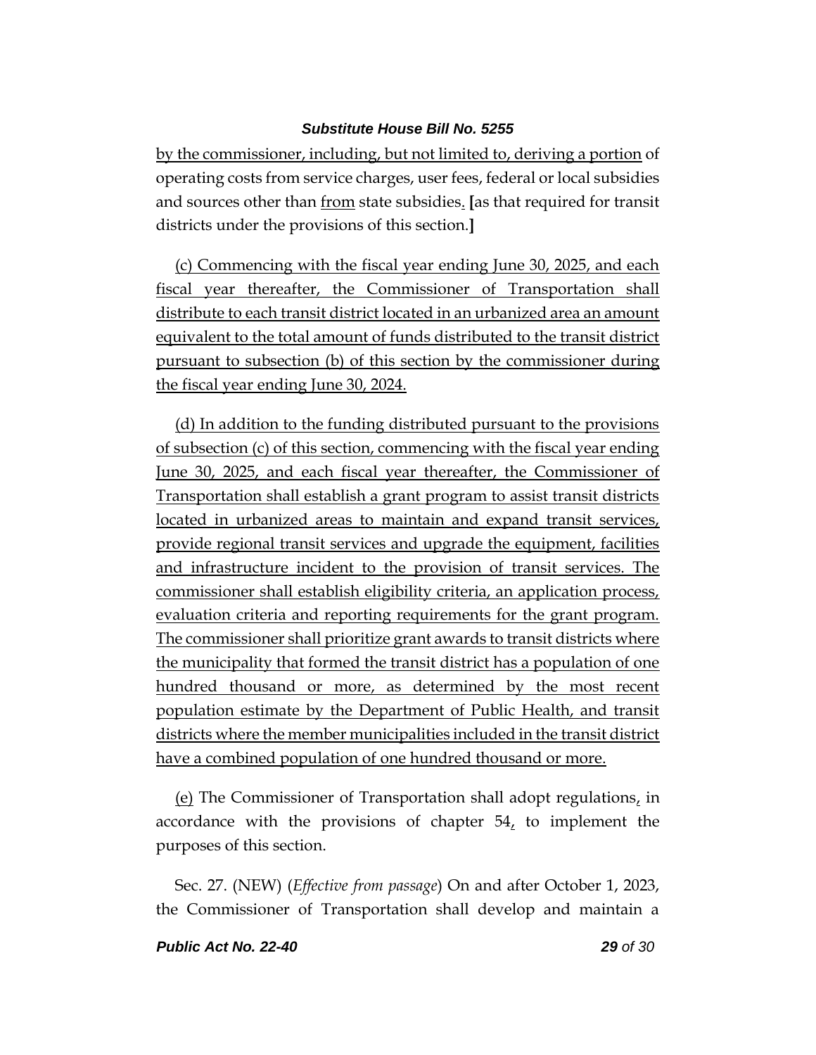by the commissioner, including, but not limited to, deriving a portion of operating costs from service charges, user fees, federal or local subsidies and sources other than from state subsidies. [as that required for transit districts under the provisions of this section.]

(c) Commencing with the fiscal year ending June 30, 2025, and each fiscal year thereafter, the Commissioner of Transportation shall distribute to each transit district located in an urbanized area an amount equivalent to the total amount of funds distributed to the transit district pursuant to subsection (b) of this section by the commissioner during the fiscal year ending June 30, 2024.

(d) In addition to the funding distributed pursuant to the provisions of subsection (c) of this section, commencing with the fiscal year ending June 30, 2025, and each fiscal year thereafter, the Commissioner of Transportation shall establish a grant program to assist transit districts located in urbanized areas to maintain and expand transit services, provide regional transit services and upgrade the equipment, facilities and infrastructure incident to the provision of transit services. The commissioner shall establish eligibility criteria, an application process, evaluation criteria and reporting requirements for the grant program. The commissioner shall prioritize grant awards to transit districts where the municipality that formed the transit district has a population of one hundred thousand or more, as determined by the most recent population estimate by the Department of Public Health, and transit districts where the member municipalities included in the transit district have a combined population of one hundred thousand or more.

(e) The Commissioner of Transportation shall adopt regulations, in accordance with the provisions of chapter 54, to implement the purposes of this section.

Sec. 27. (NEW) (*Effective from passage*) On and after October 1, 2023, the Commissioner of Transportation shall develop and maintain a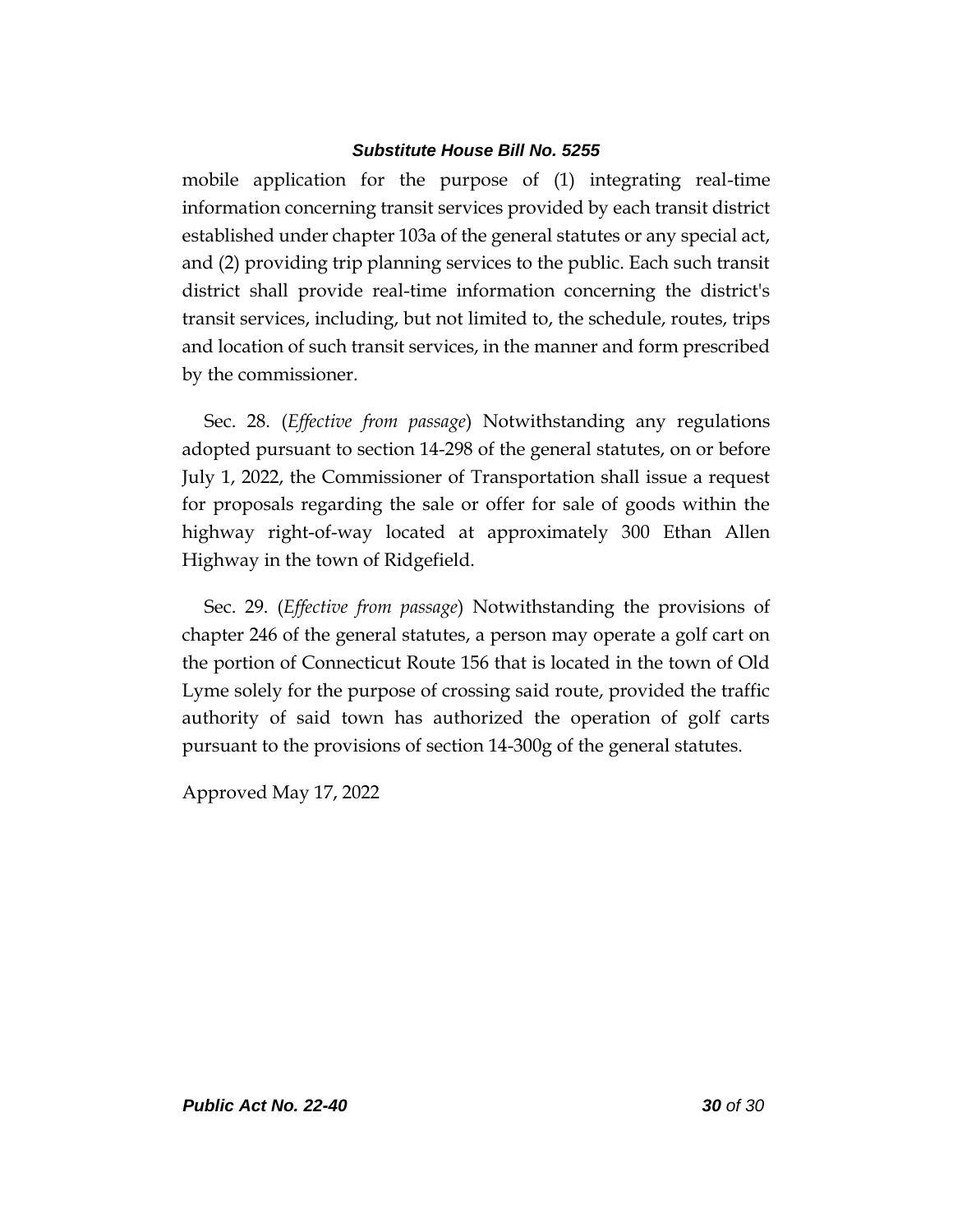mobile application for the purpose of (1) integrating real-time information concerning transit services provided by each transit district established under chapter 103a of the general statutes or any special act, and (2) providing trip planning services to the public. Each such transit district shall provide real-time information concerning the district's transit services, including, but not limited to, the schedule, routes, trips and location of such transit services, in the manner and form prescribed by the commissioner.

Sec. 28. (*Effective from passage*) Notwithstanding any regulations adopted pursuant to section 14-298 of the general statutes, on or before July 1, 2022, the Commissioner of Transportation shall issue a request for proposals regarding the sale or offer for sale of goods within the highway right-of-way located at approximately 300 Ethan Allen Highway in the town of Ridgefield.

Sec. 29. (*Effective from passage*) Notwithstanding the provisions of chapter 246 of the general statutes, a person may operate a golf cart on the portion of Connecticut Route 156 that is located in the town of Old Lyme solely for the purpose of crossing said route, provided the traffic authority of said town has authorized the operation of golf carts pursuant to the provisions of section 14-300g of the general statutes.

Approved May 17, 2022